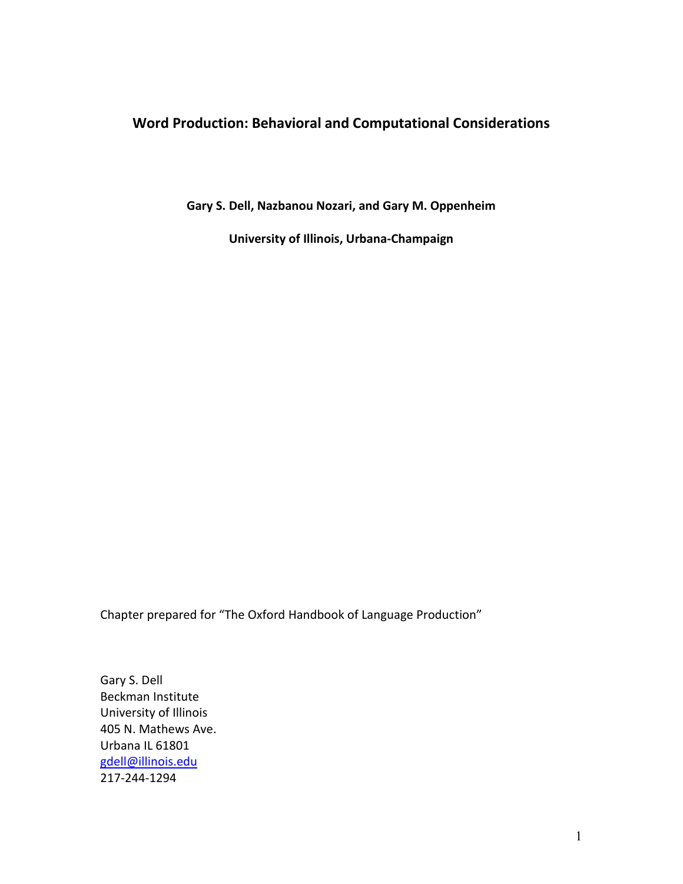# Word Production: Behavioral and Computational Considerations

**Gary S. Dell, Nazbanou Nozari, and Gary M. Oppenheim**

**University of Illinois, Urbana-Champaign**

Chapter prepared for "The Oxford Handbook of Language Production"

Gary S. Dell
Beckman Institute
University of Illinois
405 N. Mathews Ave.
Urbana IL 61801
gdell@illinois.edu
217-244-1294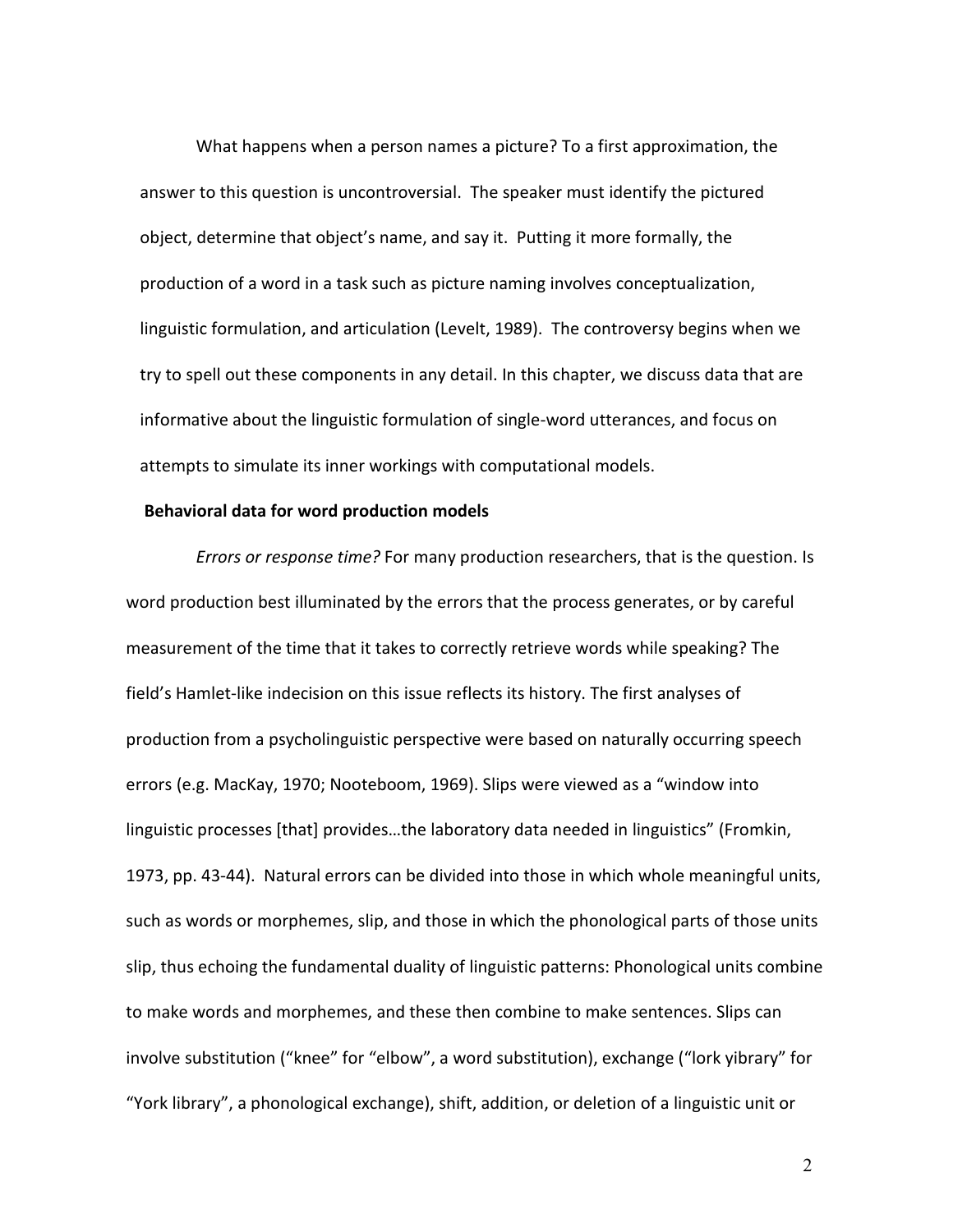What happens when a person names a picture? To a first approximation, the answer to this question is uncontroversial. The speaker must identify the pictured object, determine that object's name, and say it. Putting it more formally, the production of a word in a task such as picture naming involves conceptualization, linguistic formulation, and articulation (Levelt, 1989). The controversy begins when we try to spell out these components in any detail. In this chapter, we discuss data that are informative about the linguistic formulation of single-word utterances, and focus on attempts to simulate its inner workings with computational models.

## Behavioral data for word production models

*Errors or response time?* For many production researchers, that is the question. Is word production best illuminated by the errors that the process generates, or by careful measurement of the time that it takes to correctly retrieve words while speaking? The field's Hamlet-like indecision on this issue reflects its history. The first analyses of production from a psycholinguistic perspective were based on naturally occurring speech errors (e.g. MacKay, 1970; Nooteboom, 1969). Slips were viewed as a "window into linguistic processes [that] provides…the laboratory data needed in linguistics" (Fromkin, 1973, pp. 43-44). Natural errors can be divided into those in which whole meaningful units, such as words or morphemes, slip, and those in which the phonological parts of those units slip, thus echoing the fundamental duality of linguistic patterns: Phonological units combine to make words and morphemes, and these then combine to make sentences. Slips can involve substitution ("knee" for "elbow", a word substitution), exchange ("lork yibrary" for "York library", a phonological exchange), shift, addition, or deletion of a linguistic unit or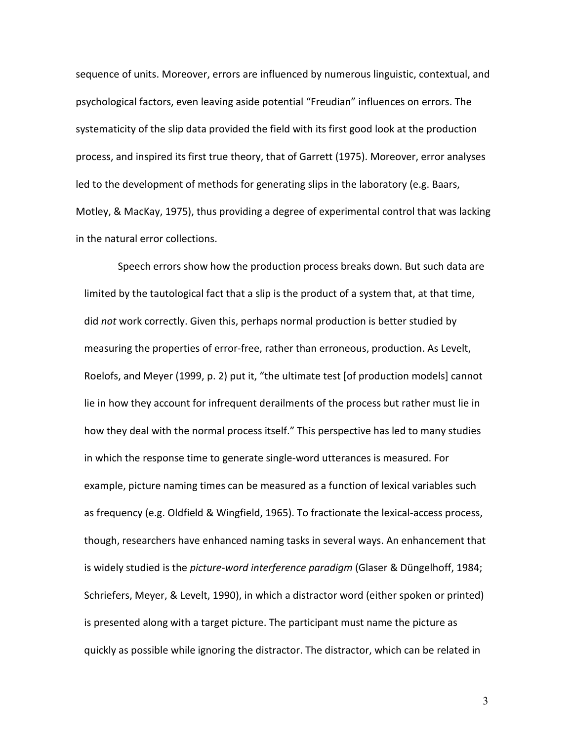sequence of units. Moreover, errors are influenced by numerous linguistic, contextual, and psychological factors, even leaving aside potential "Freudian" influences on errors. The systematicity of the slip data provided the field with its first good look at the production process, and inspired its first true theory, that of Garrett (1975). Moreover, error analyses led to the development of methods for generating slips in the laboratory (e.g. Baars, Motley, & MacKay, 1975), thus providing a degree of experimental control that was lacking in the natural error collections.

Speech errors show how the production process breaks down. But such data are limited by the tautological fact that a slip is the product of a system that, at that time, did *not* work correctly. Given this, perhaps normal production is better studied by measuring the properties of error-free, rather than erroneous, production. As Levelt, Roelofs, and Meyer (1999, p. 2) put it, "the ultimate test [of production models] cannot lie in how they account for infrequent derailments of the process but rather must lie in how they deal with the normal process itself." This perspective has led to many studies in which the response time to generate single-word utterances is measured. For example, picture naming times can be measured as a function of lexical variables such as frequency (e.g. Oldfield & Wingfield, 1965). To fractionate the lexical-access process, though, researchers have enhanced naming tasks in several ways. An enhancement that is widely studied is the *picture-word interference paradigm* (Glaser & Düngelhoff, 1984; Schriefers, Meyer, & Levelt, 1990), in which a distractor word (either spoken or printed) is presented along with a target picture. The participant must name the picture as quickly as possible while ignoring the distractor. The distractor, which can be related in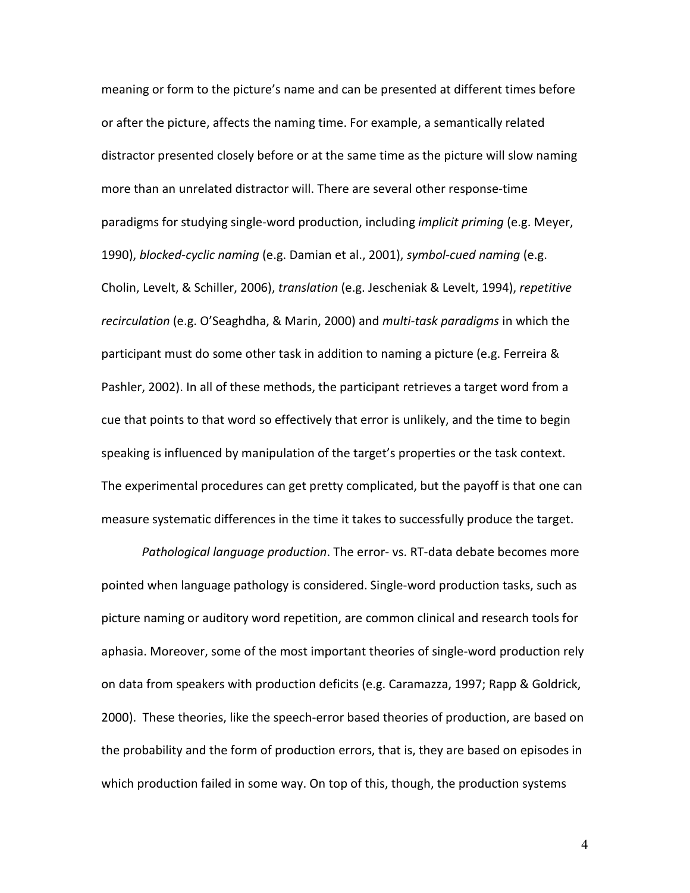meaning or form to the picture's name and can be presented at different times before or after the picture, affects the naming time. For example, a semantically related distractor presented closely before or at the same time as the picture will slow naming more than an unrelated distractor will. There are several other response-time paradigms for studying single-word production, including *implicit priming* (e.g. Meyer, 1990), *blocked-cyclic naming* (e.g. Damian et al., 2001), *symbol-cued naming* (e.g. Cholin, Levelt, & Schiller, 2006), *translation* (e.g. Jescheniak & Levelt, 1994), *repetitive recirculation* (e.g. O'Seaghdha, & Marin, 2000) and *multi-task paradigms* in which the participant must do some other task in addition to naming a picture (e.g. Ferreira & Pashler, 2002). In all of these methods, the participant retrieves a target word from a cue that points to that word so effectively that error is unlikely, and the time to begin speaking is influenced by manipulation of the target's properties or the task context. The experimental procedures can get pretty complicated, but the payoff is that one can measure systematic differences in the time it takes to successfully produce the target.

*Pathological language production*. The error- vs. RT-data debate becomes more pointed when language pathology is considered. Single-word production tasks, such as picture naming or auditory word repetition, are common clinical and research tools for aphasia. Moreover, some of the most important theories of single-word production rely on data from speakers with production deficits (e.g. Caramazza, 1997; Rapp & Goldrick, 2000). These theories, like the speech-error based theories of production, are based on the probability and the form of production errors, that is, they are based on episodes in which production failed in some way. On top of this, though, the production systems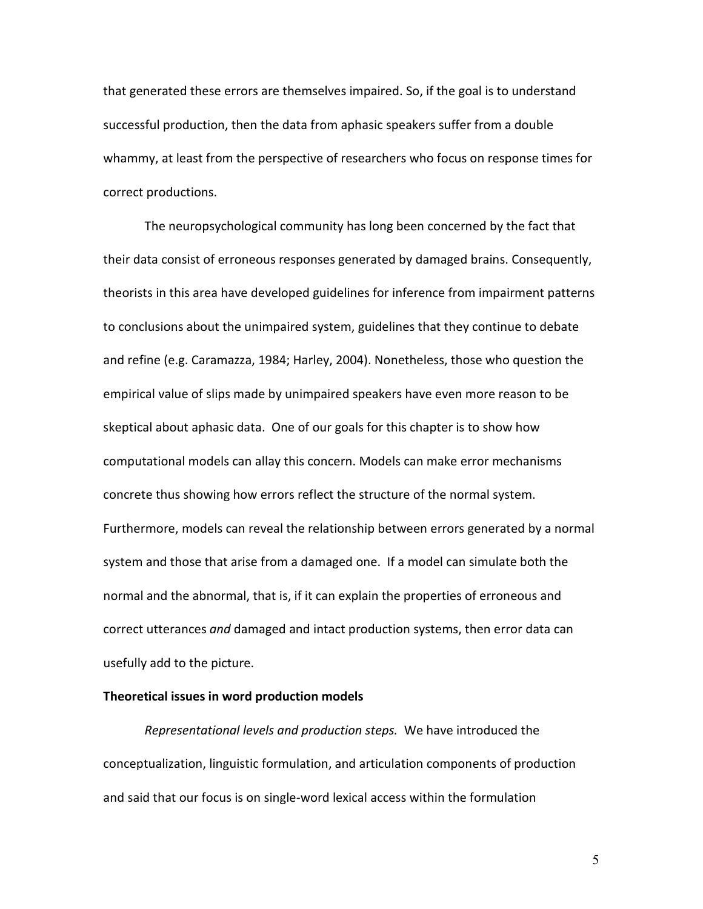that generated these errors are themselves impaired. So, if the goal is to understand successful production, then the data from aphasic speakers suffer from a double whammy, at least from the perspective of researchers who focus on response times for correct productions.

The neuropsychological community has long been concerned by the fact that their data consist of erroneous responses generated by damaged brains. Consequently, theorists in this area have developed guidelines for inference from impairment patterns to conclusions about the unimpaired system, guidelines that they continue to debate and refine (e.g. Caramazza, 1984; Harley, 2004). Nonetheless, those who question the empirical value of slips made by unimpaired speakers have even more reason to be skeptical about aphasic data. One of our goals for this chapter is to show how computational models can allay this concern. Models can make error mechanisms concrete thus showing how errors reflect the structure of the normal system. Furthermore, models can reveal the relationship between errors generated by a normal system and those that arise from a damaged one. If a model can simulate both the normal and the abnormal, that is, if it can explain the properties of erroneous and correct utterances *and* damaged and intact production systems, then error data can usefully add to the picture.

**Theoretical issues in word production models**

*Representational levels and production steps.* We have introduced the conceptualization, linguistic formulation, and articulation components of production and said that our focus is on single-word lexical access within the formulation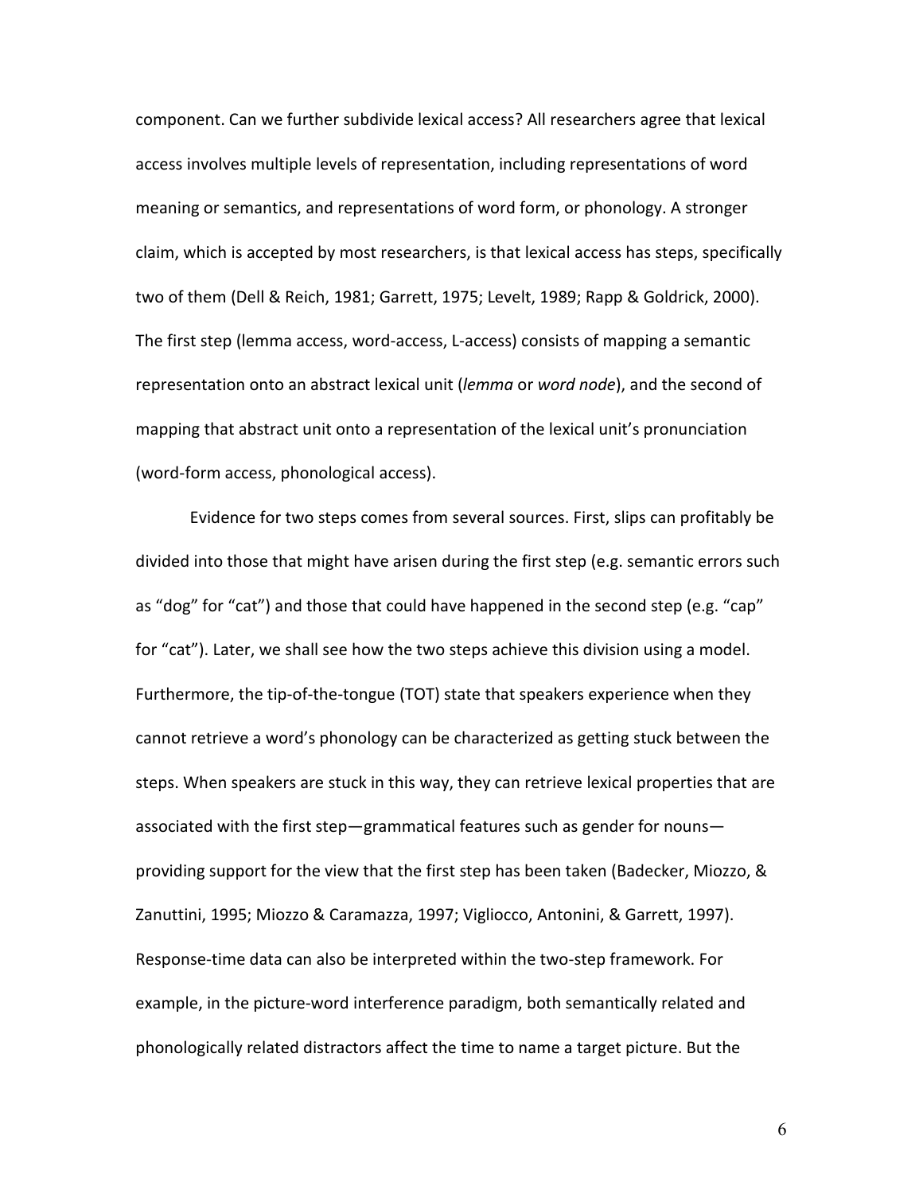component. Can we further subdivide lexical access? All researchers agree that lexical access involves multiple levels of representation, including representations of word meaning or semantics, and representations of word form, or phonology. A stronger claim, which is accepted by most researchers, is that lexical access has steps, specifically two of them (Dell & Reich, 1981; Garrett, 1975; Levelt, 1989; Rapp & Goldrick, 2000). The first step (lemma access, word-access, L-access) consists of mapping a semantic representation onto an abstract lexical unit (*lemma* or *word node*), and the second of mapping that abstract unit onto a representation of the lexical unit's pronunciation (word-form access, phonological access).

Evidence for two steps comes from several sources. First, slips can profitably be divided into those that might have arisen during the first step (e.g. semantic errors such as "dog" for "cat") and those that could have happened in the second step (e.g. "cap" for "cat"). Later, we shall see how the two steps achieve this division using a model. Furthermore, the tip-of-the-tongue (TOT) state that speakers experience when they cannot retrieve a word's phonology can be characterized as getting stuck between the steps. When speakers are stuck in this way, they can retrieve lexical properties that are associated with the first step—grammatical features such as gender for nouns—providing support for the view that the first step has been taken (Badecker, Miozzo, & Zanuttini, 1995; Miozzo & Caramazza, 1997; Vigliocco, Antonini, & Garrett, 1997). Response-time data can also be interpreted within the two-step framework. For example, in the picture-word interference paradigm, both semantically related and phonologically related distractors affect the time to name a target picture. But the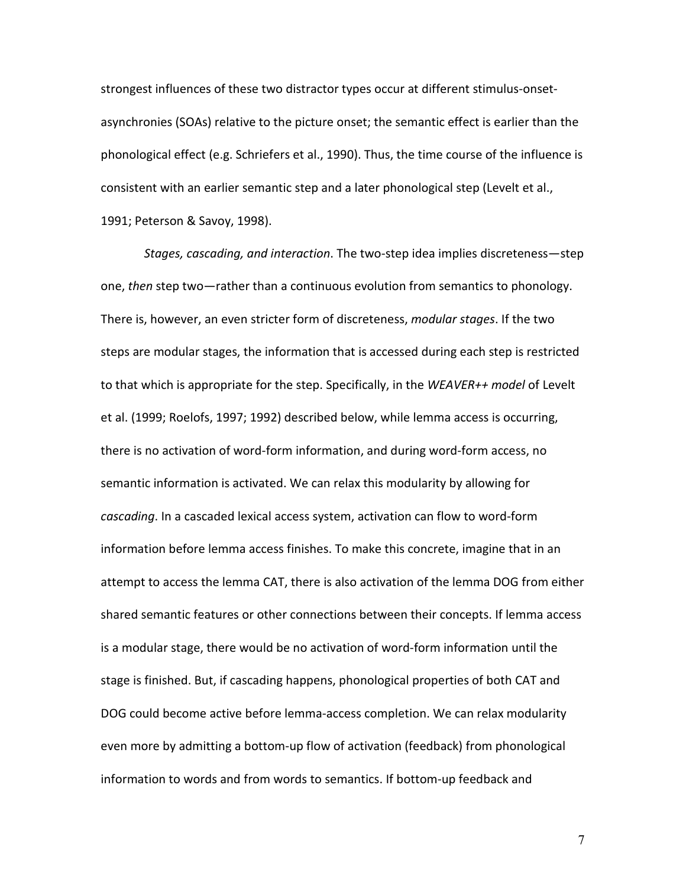strongest influences of these two distractor types occur at different stimulus-onset-asynchronies (SOAs) relative to the picture onset; the semantic effect is earlier than the phonological effect (e.g. Schriefers et al., 1990). Thus, the time course of the influence is consistent with an earlier semantic step and a later phonological step (Levelt et al., 1991; Peterson & Savoy, 1998).

*Stages, cascading, and interaction*. The two-step idea implies discreteness—step one, *then* step two—rather than a continuous evolution from semantics to phonology. There is, however, an even stricter form of discreteness, *modular stages*. If the two steps are modular stages, the information that is accessed during each step is restricted to that which is appropriate for the step. Specifically, in the *WEAVER++ model* of Levelt et al. (1999; Roelofs, 1997; 1992) described below, while lemma access is occurring, there is no activation of word-form information, and during word-form access, no semantic information is activated. We can relax this modularity by allowing for *cascading*. In a cascaded lexical access system, activation can flow to word-form information before lemma access finishes. To make this concrete, imagine that in an attempt to access the lemma CAT, there is also activation of the lemma DOG from either shared semantic features or other connections between their concepts. If lemma access is a modular stage, there would be no activation of word-form information until the stage is finished. But, if cascading happens, phonological properties of both CAT and DOG could become active before lemma-access completion. We can relax modularity even more by admitting a bottom-up flow of activation (feedback) from phonological information to words and from words to semantics. If bottom-up feedback and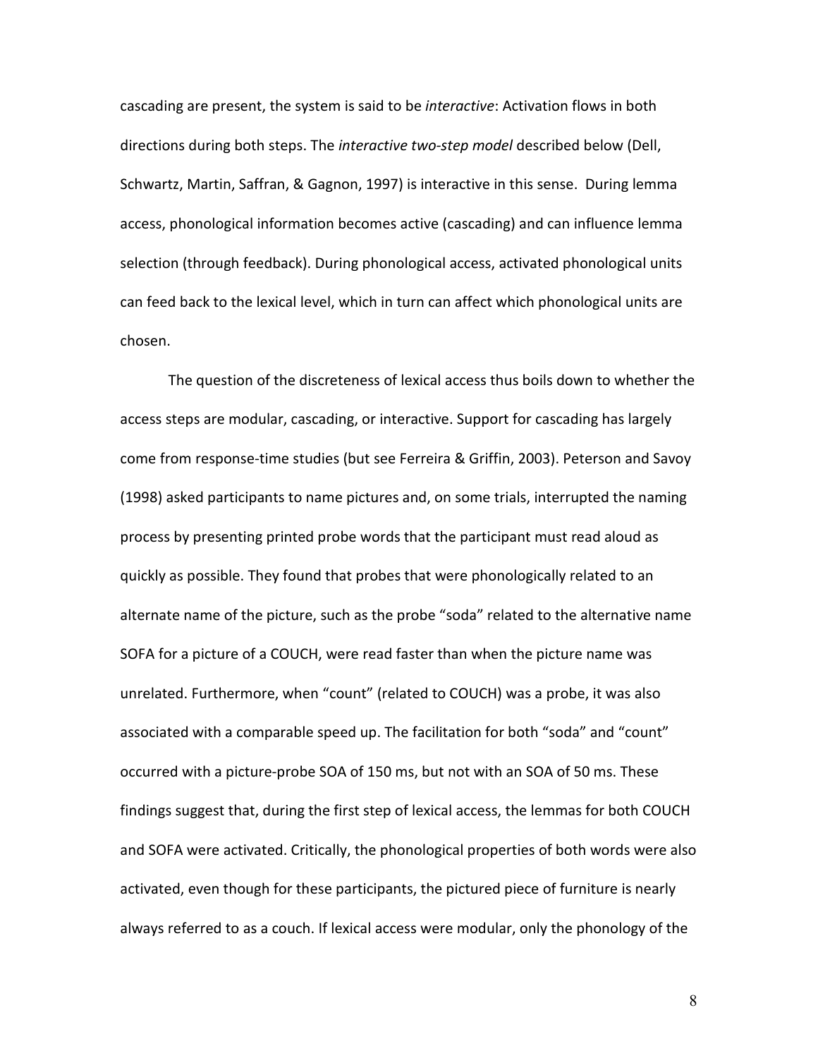cascading are present, the system is said to be *interactive*: Activation flows in both directions during both steps. The *interactive two-step model* described below (Dell, Schwartz, Martin, Saffran, & Gagnon, 1997) is interactive in this sense. During lemma access, phonological information becomes active (cascading) and can influence lemma selection (through feedback). During phonological access, activated phonological units can feed back to the lexical level, which in turn can affect which phonological units are chosen.

The question of the discreteness of lexical access thus boils down to whether the access steps are modular, cascading, or interactive. Support for cascading has largely come from response-time studies (but see Ferreira & Griffin, 2003). Peterson and Savoy (1998) asked participants to name pictures and, on some trials, interrupted the naming process by presenting printed probe words that the participant must read aloud as quickly as possible. They found that probes that were phonologically related to an alternate name of the picture, such as the probe "soda" related to the alternative name SOFA for a picture of a COUCH, were read faster than when the picture name was unrelated. Furthermore, when "count" (related to COUCH) was a probe, it was also associated with a comparable speed up. The facilitation for both "soda" and "count" occurred with a picture-probe SOA of 150 ms, but not with an SOA of 50 ms. These findings suggest that, during the first step of lexical access, the lemmas for both COUCH and SOFA were activated. Critically, the phonological properties of both words were also activated, even though for these participants, the pictured piece of furniture is nearly always referred to as a couch. If lexical access were modular, only the phonology of the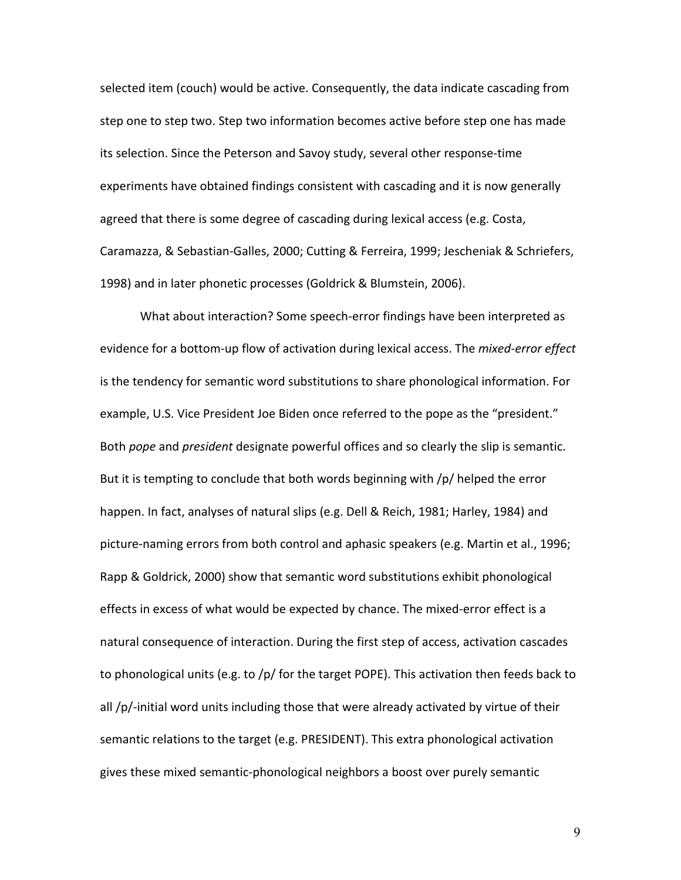selected item (couch) would be active. Consequently, the data indicate cascading from step one to step two. Step two information becomes active before step one has made its selection. Since the Peterson and Savoy study, several other response-time experiments have obtained findings consistent with cascading and it is now generally agreed that there is some degree of cascading during lexical access (e.g. Costa, Caramazza, & Sebastian-Galles, 2000; Cutting & Ferreira, 1999; Jescheniak & Schriefers, 1998) and in later phonetic processes (Goldrick & Blumstein, 2006).

What about interaction? Some speech-error findings have been interpreted as evidence for a bottom-up flow of activation during lexical access. The *mixed-error effect* is the tendency for semantic word substitutions to share phonological information. For example, U.S. Vice President Joe Biden once referred to the pope as the "president." Both *pope* and *president* designate powerful offices and so clearly the slip is semantic. But it is tempting to conclude that both words beginning with /p/ helped the error happen. In fact, analyses of natural slips (e.g. Dell & Reich, 1981; Harley, 1984) and picture-naming errors from both control and aphasic speakers (e.g. Martin et al., 1996; Rapp & Goldrick, 2000) show that semantic word substitutions exhibit phonological effects in excess of what would be expected by chance. The mixed-error effect is a natural consequence of interaction. During the first step of access, activation cascades to phonological units (e.g. to /p/ for the target POPE). This activation then feeds back to all /p/-initial word units including those that were already activated by virtue of their semantic relations to the target (e.g. PRESIDENT). This extra phonological activation gives these mixed semantic-phonological neighbors a boost over purely semantic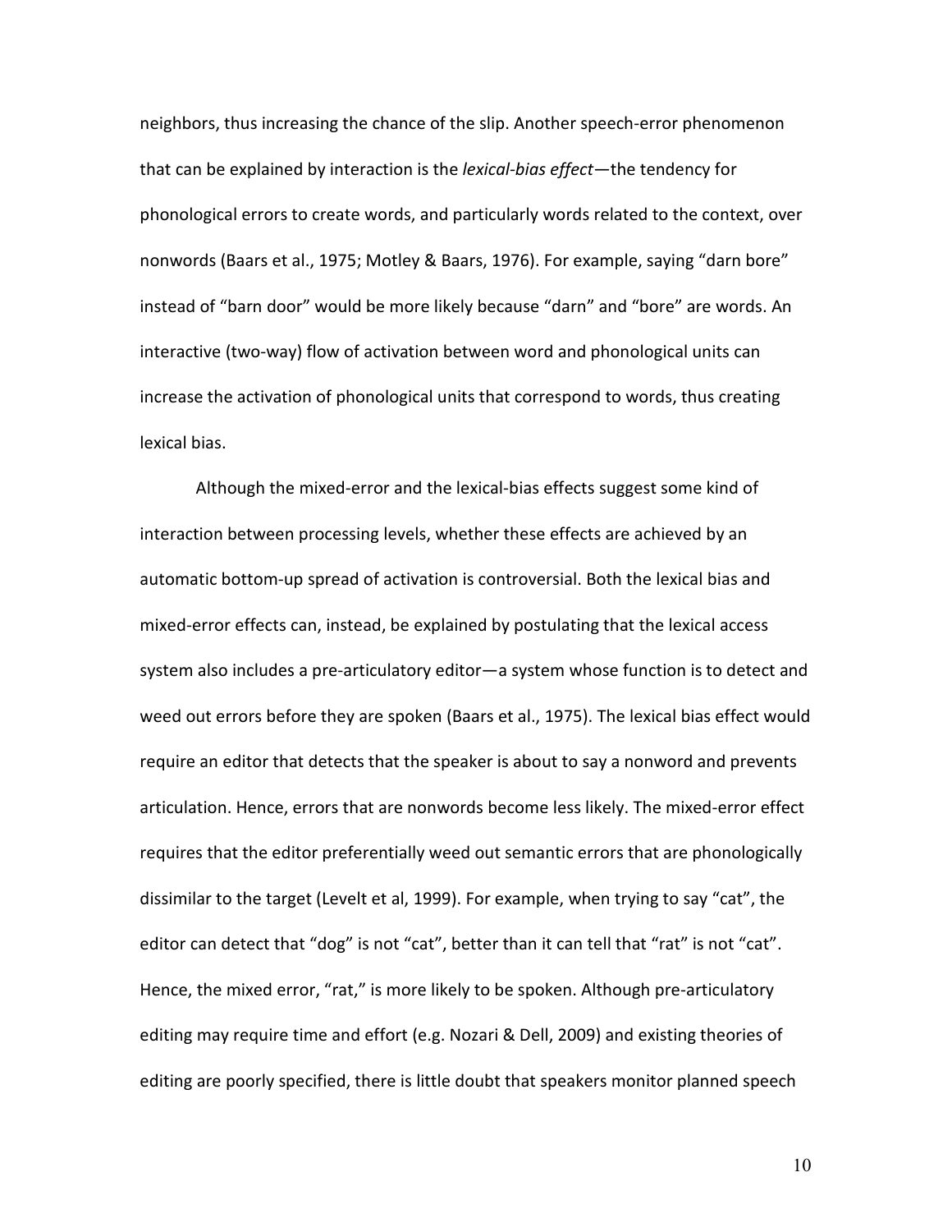neighbors, thus increasing the chance of the slip. Another speech-error phenomenon that can be explained by interaction is the *lexical-bias effect*—the tendency for phonological errors to create words, and particularly words related to the context, over nonwords (Baars et al., 1975; Motley & Baars, 1976). For example, saying "darn bore" instead of "barn door" would be more likely because "darn" and "bore" are words. An interactive (two-way) flow of activation between word and phonological units can increase the activation of phonological units that correspond to words, thus creating lexical bias.

Although the mixed-error and the lexical-bias effects suggest some kind of interaction between processing levels, whether these effects are achieved by an automatic bottom-up spread of activation is controversial. Both the lexical bias and mixed-error effects can, instead, be explained by postulating that the lexical access system also includes a pre-articulatory editor—a system whose function is to detect and weed out errors before they are spoken (Baars et al., 1975). The lexical bias effect would require an editor that detects that the speaker is about to say a nonword and prevents articulation. Hence, errors that are nonwords become less likely. The mixed-error effect requires that the editor preferentially weed out semantic errors that are phonologically dissimilar to the target (Levelt et al, 1999). For example, when trying to say "cat", the editor can detect that "dog" is not "cat", better than it can tell that "rat" is not "cat". Hence, the mixed error, "rat," is more likely to be spoken. Although pre-articulatory editing may require time and effort (e.g. Nozari & Dell, 2009) and existing theories of editing are poorly specified, there is little doubt that speakers monitor planned speech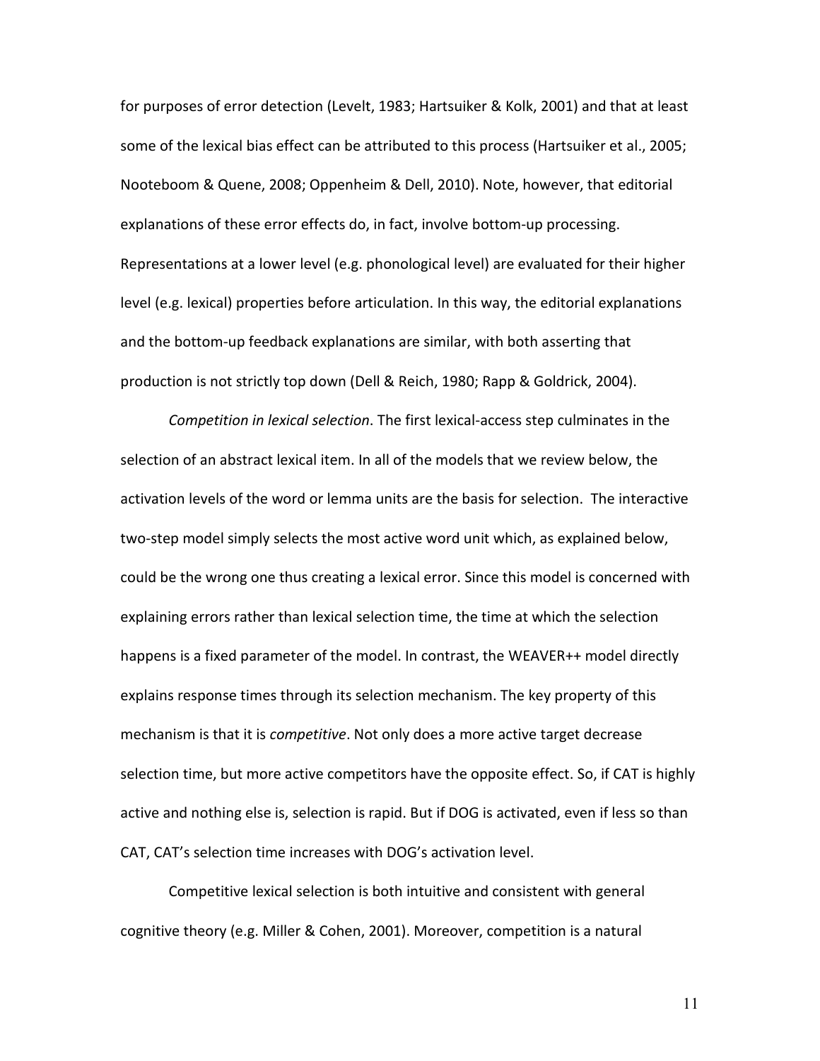for purposes of error detection (Levelt, 1983; Hartsuiker & Kolk, 2001) and that at least some of the lexical bias effect can be attributed to this process (Hartsuiker et al., 2005; Nooteboom & Quene, 2008; Oppenheim & Dell, 2010). Note, however, that editorial explanations of these error effects do, in fact, involve bottom-up processing. Representations at a lower level (e.g. phonological level) are evaluated for their higher level (e.g. lexical) properties before articulation. In this way, the editorial explanations and the bottom-up feedback explanations are similar, with both asserting that production is not strictly top down (Dell & Reich, 1980; Rapp & Goldrick, 2004).

*Competition in lexical selection*. The first lexical-access step culminates in the selection of an abstract lexical item. In all of the models that we review below, the activation levels of the word or lemma units are the basis for selection. The interactive two-step model simply selects the most active word unit which, as explained below, could be the wrong one thus creating a lexical error. Since this model is concerned with explaining errors rather than lexical selection time, the time at which the selection happens is a fixed parameter of the model. In contrast, the WEAVER++ model directly explains response times through its selection mechanism. The key property of this mechanism is that it is *competitive*. Not only does a more active target decrease selection time, but more active competitors have the opposite effect. So, if CAT is highly active and nothing else is, selection is rapid. But if DOG is activated, even if less so than CAT, CAT's selection time increases with DOG's activation level.

Competitive lexical selection is both intuitive and consistent with general cognitive theory (e.g. Miller & Cohen, 2001). Moreover, competition is a natural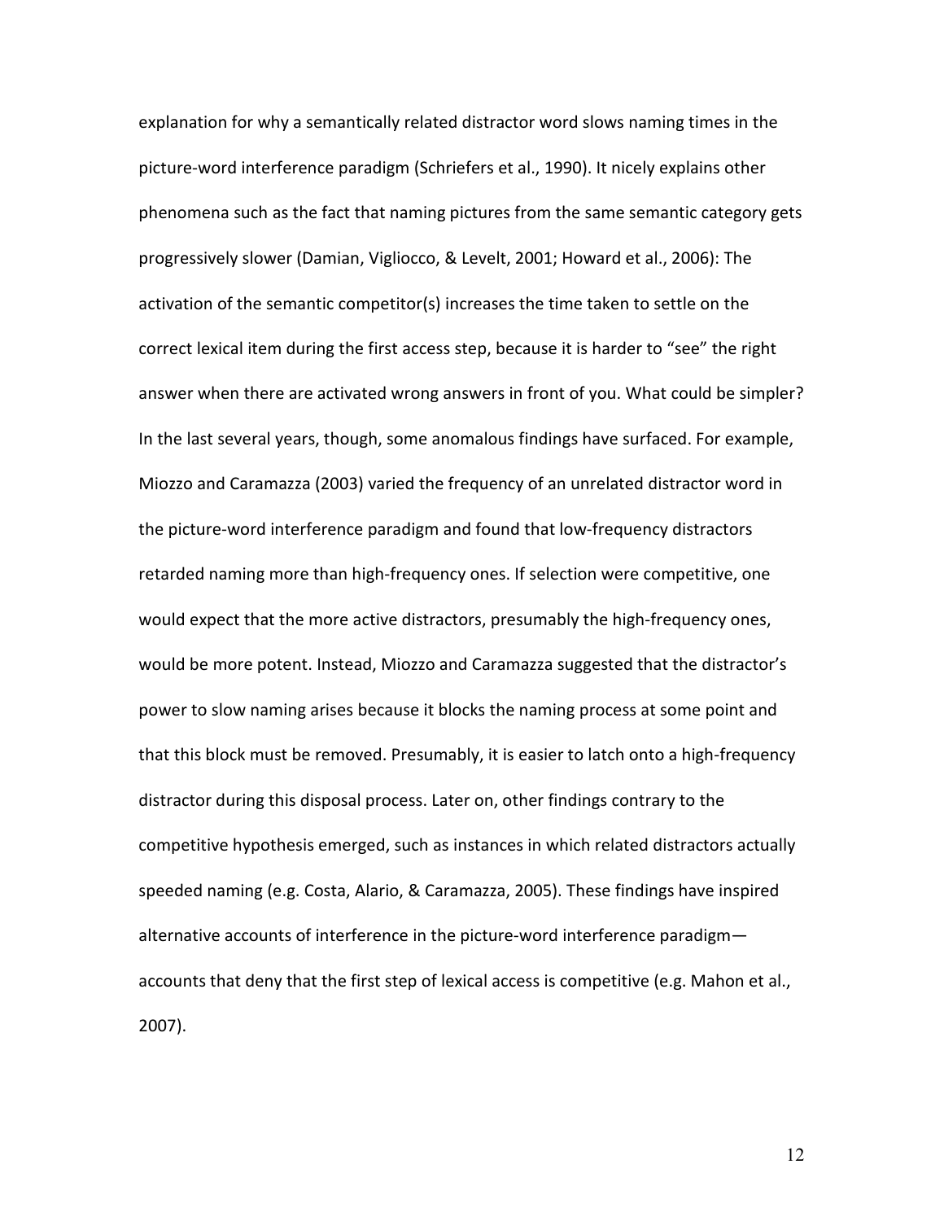explanation for why a semantically related distractor word slows naming times in the picture-word interference paradigm (Schriefers et al., 1990). It nicely explains other phenomena such as the fact that naming pictures from the same semantic category gets progressively slower (Damian, Vigliocco, & Levelt, 2001; Howard et al., 2006): The activation of the semantic competitor(s) increases the time taken to settle on the correct lexical item during the first access step, because it is harder to "see" the right answer when there are activated wrong answers in front of you. What could be simpler? In the last several years, though, some anomalous findings have surfaced. For example, Miozzo and Caramazza (2003) varied the frequency of an unrelated distractor word in the picture-word interference paradigm and found that low-frequency distractors retarded naming more than high-frequency ones. If selection were competitive, one would expect that the more active distractors, presumably the high-frequency ones, would be more potent. Instead, Miozzo and Caramazza suggested that the distractor's power to slow naming arises because it blocks the naming process at some point and that this block must be removed. Presumably, it is easier to latch onto a high-frequency distractor during this disposal process. Later on, other findings contrary to the competitive hypothesis emerged, such as instances in which related distractors actually speeded naming (e.g. Costa, Alario, & Caramazza, 2005). These findings have inspired alternative accounts of interference in the picture-word interference paradigm—accounts that deny that the first step of lexical access is competitive (e.g. Mahon et al., 2007).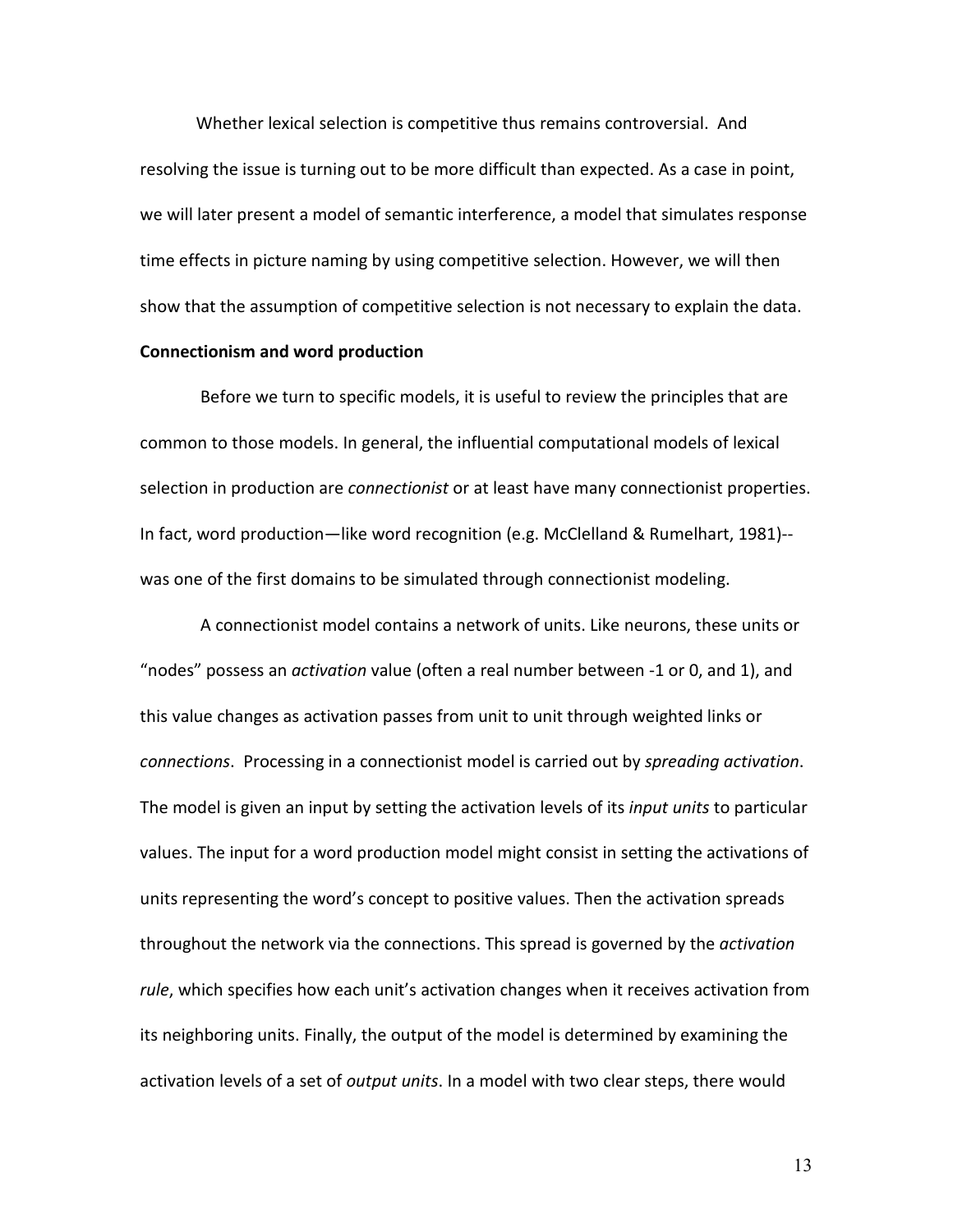Whether lexical selection is competitive thus remains controversial. And resolving the issue is turning out to be more difficult than expected. As a case in point, we will later present a model of semantic interference, a model that simulates response time effects in picture naming by using competitive selection. However, we will then show that the assumption of competitive selection is not necessary to explain the data.

**Connectionism and word production**

Before we turn to specific models, it is useful to review the principles that are common to those models. In general, the influential computational models of lexical selection in production are *connectionist* or at least have many connectionist properties. In fact, word production—like word recognition (e.g. McClelland & Rumelhart, 1981)--was one of the first domains to be simulated through connectionist modeling.

A connectionist model contains a network of units. Like neurons, these units or "nodes" possess an *activation* value (often a real number between -1 or 0, and 1), and this value changes as activation passes from unit to unit through weighted links or *connections*. Processing in a connectionist model is carried out by *spreading activation*. The model is given an input by setting the activation levels of its *input units* to particular values. The input for a word production model might consist in setting the activations of units representing the word's concept to positive values. Then the activation spreads throughout the network via the connections. This spread is governed by the *activation rule*, which specifies how each unit's activation changes when it receives activation from its neighboring units. Finally, the output of the model is determined by examining the activation levels of a set of *output units*. In a model with two clear steps, there would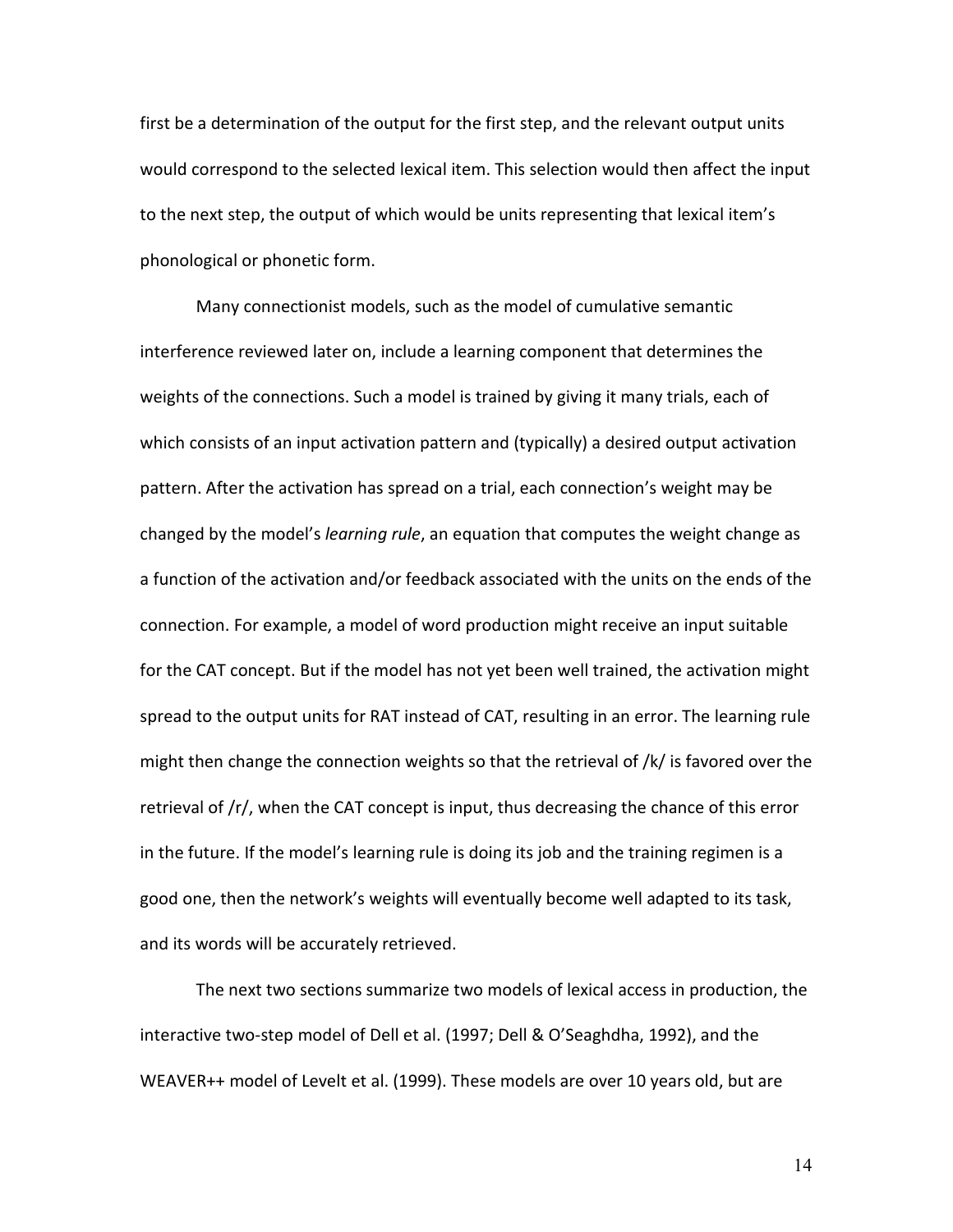first be a determination of the output for the first step, and the relevant output units would correspond to the selected lexical item. This selection would then affect the input to the next step, the output of which would be units representing that lexical item's phonological or phonetic form.

Many connectionist models, such as the model of cumulative semantic interference reviewed later on, include a learning component that determines the weights of the connections. Such a model is trained by giving it many trials, each of which consists of an input activation pattern and (typically) a desired output activation pattern. After the activation has spread on a trial, each connection's weight may be changed by the model's *learning rule*, an equation that computes the weight change as a function of the activation and/or feedback associated with the units on the ends of the connection. For example, a model of word production might receive an input suitable for the CAT concept. But if the model has not yet been well trained, the activation might spread to the output units for RAT instead of CAT, resulting in an error. The learning rule might then change the connection weights so that the retrieval of /k/ is favored over the retrieval of /r/, when the CAT concept is input, thus decreasing the chance of this error in the future. If the model's learning rule is doing its job and the training regimen is a good one, then the network's weights will eventually become well adapted to its task, and its words will be accurately retrieved.

The next two sections summarize two models of lexical access in production, the interactive two-step model of Dell et al. (1997; Dell & O'Seaghdha, 1992), and the WEAVER++ model of Levelt et al. (1999). These models are over 10 years old, but are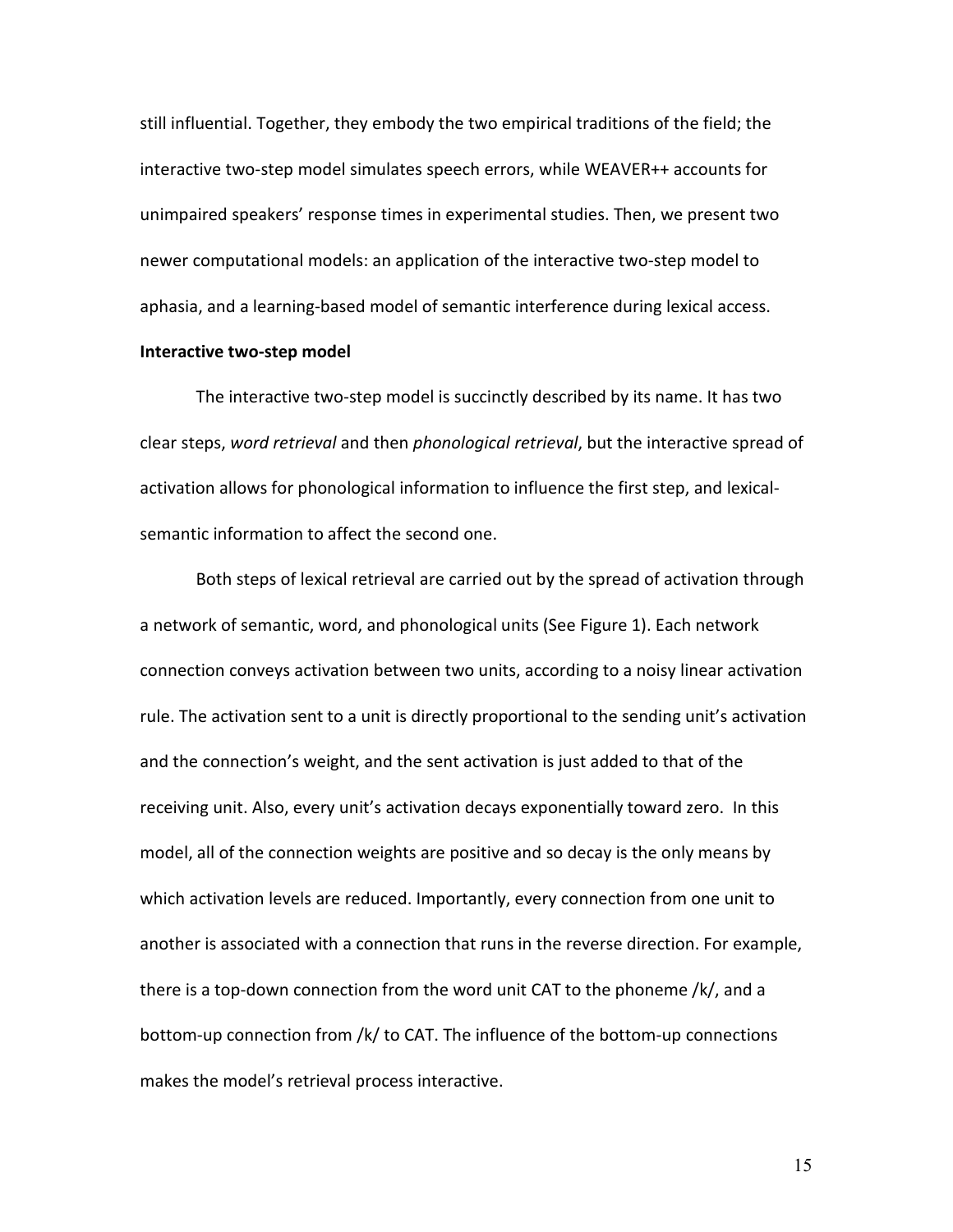still influential. Together, they embody the two empirical traditions of the field; the interactive two-step model simulates speech errors, while WEAVER++ accounts for unimpaired speakers' response times in experimental studies. Then, we present two newer computational models: an application of the interactive two-step model to aphasia, and a learning-based model of semantic interference during lexical access.

**Interactive two-step model**

The interactive two-step model is succinctly described by its name. It has two clear steps, *word retrieval* and then *phonological retrieval*, but the interactive spread of activation allows for phonological information to influence the first step, and lexical-semantic information to affect the second one.

Both steps of lexical retrieval are carried out by the spread of activation through a network of semantic, word, and phonological units (See Figure 1). Each network connection conveys activation between two units, according to a noisy linear activation rule. The activation sent to a unit is directly proportional to the sending unit's activation and the connection's weight, and the sent activation is just added to that of the receiving unit. Also, every unit's activation decays exponentially toward zero. In this model, all of the connection weights are positive and so decay is the only means by which activation levels are reduced. Importantly, every connection from one unit to another is associated with a connection that runs in the reverse direction. For example, there is a top-down connection from the word unit CAT to the phoneme /k/, and a bottom-up connection from /k/ to CAT. The influence of the bottom-up connections makes the model's retrieval process interactive.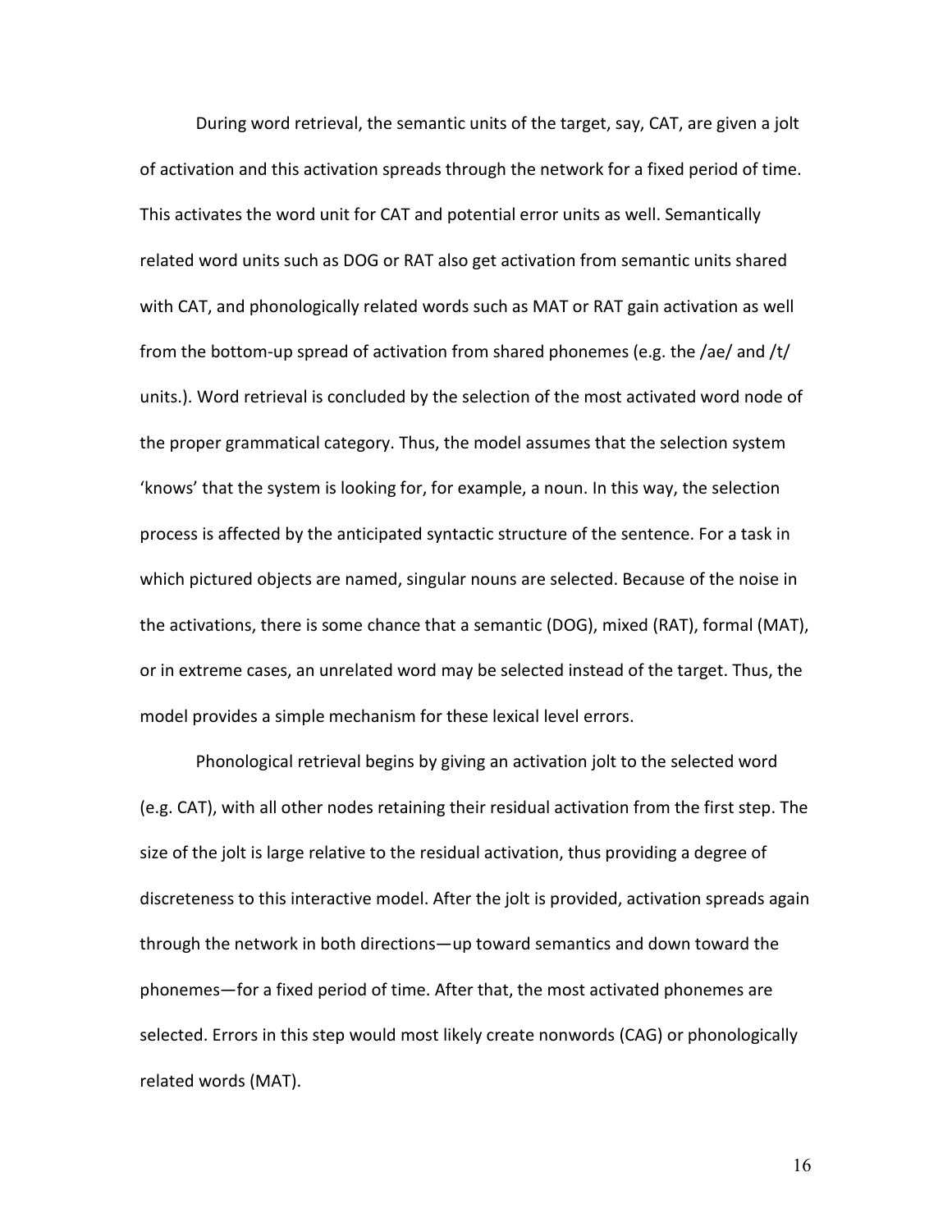During word retrieval, the semantic units of the target, say, CAT, are given a jolt of activation and this activation spreads through the network for a fixed period of time. This activates the word unit for CAT and potential error units as well. Semantically related word units such as DOG or RAT also get activation from semantic units shared with CAT, and phonologically related words such as MAT or RAT gain activation as well from the bottom-up spread of activation from shared phonemes (e.g. the /ae/ and /t/ units.). Word retrieval is concluded by the selection of the most activated word node of the proper grammatical category. Thus, the model assumes that the selection system 'knows' that the system is looking for, for example, a noun. In this way, the selection process is affected by the anticipated syntactic structure of the sentence. For a task in which pictured objects are named, singular nouns are selected. Because of the noise in the activations, there is some chance that a semantic (DOG), mixed (RAT), formal (MAT), or in extreme cases, an unrelated word may be selected instead of the target. Thus, the model provides a simple mechanism for these lexical level errors.

Phonological retrieval begins by giving an activation jolt to the selected word (e.g. CAT), with all other nodes retaining their residual activation from the first step. The size of the jolt is large relative to the residual activation, thus providing a degree of discreteness to this interactive model. After the jolt is provided, activation spreads again through the network in both directions—up toward semantics and down toward the phonemes—for a fixed period of time. After that, the most activated phonemes are selected. Errors in this step would most likely create nonwords (CAG) or phonologically related words (MAT).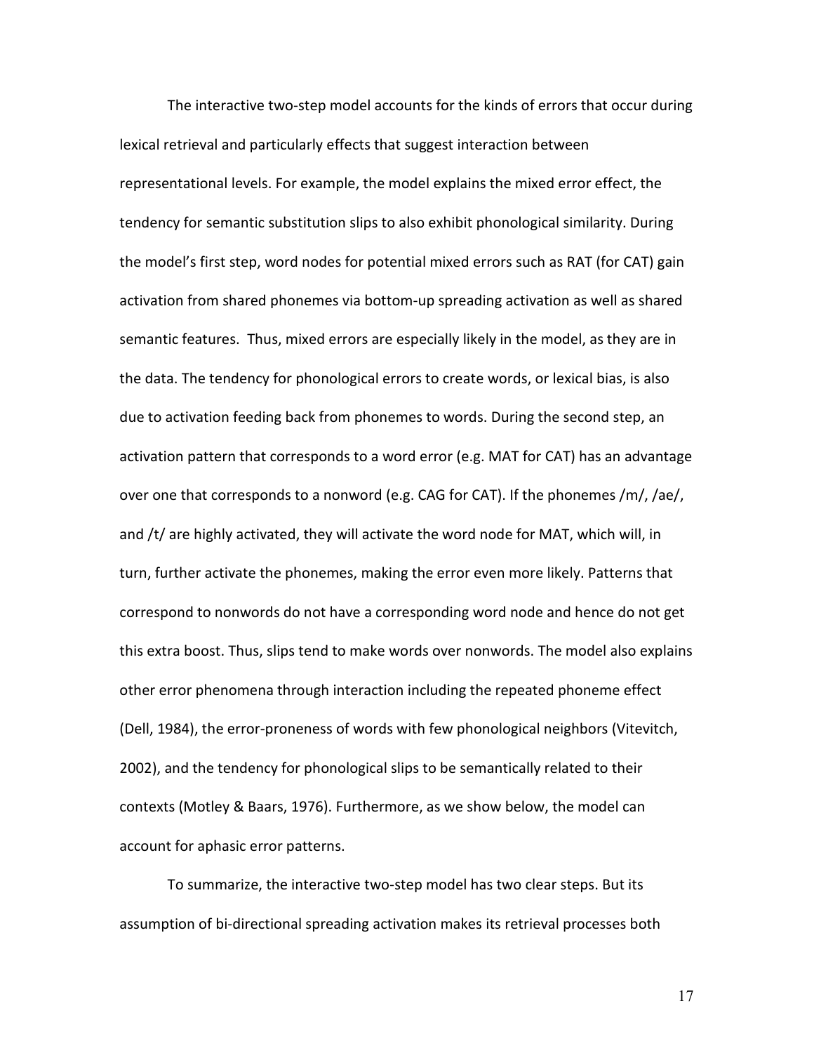The interactive two-step model accounts for the kinds of errors that occur during lexical retrieval and particularly effects that suggest interaction between representational levels. For example, the model explains the mixed error effect, the tendency for semantic substitution slips to also exhibit phonological similarity. During the model's first step, word nodes for potential mixed errors such as RAT (for CAT) gain activation from shared phonemes via bottom-up spreading activation as well as shared semantic features. Thus, mixed errors are especially likely in the model, as they are in the data. The tendency for phonological errors to create words, or lexical bias, is also due to activation feeding back from phonemes to words. During the second step, an activation pattern that corresponds to a word error (e.g. MAT for CAT) has an advantage over one that corresponds to a nonword (e.g. CAG for CAT). If the phonemes /m/, /ae/, and /t/ are highly activated, they will activate the word node for MAT, which will, in turn, further activate the phonemes, making the error even more likely. Patterns that correspond to nonwords do not have a corresponding word node and hence do not get this extra boost. Thus, slips tend to make words over nonwords. The model also explains other error phenomena through interaction including the repeated phoneme effect (Dell, 1984), the error-proneness of words with few phonological neighbors (Vitevitch, 2002), and the tendency for phonological slips to be semantically related to their contexts (Motley & Baars, 1976). Furthermore, as we show below, the model can account for aphasic error patterns.

To summarize, the interactive two-step model has two clear steps. But its assumption of bi-directional spreading activation makes its retrieval processes both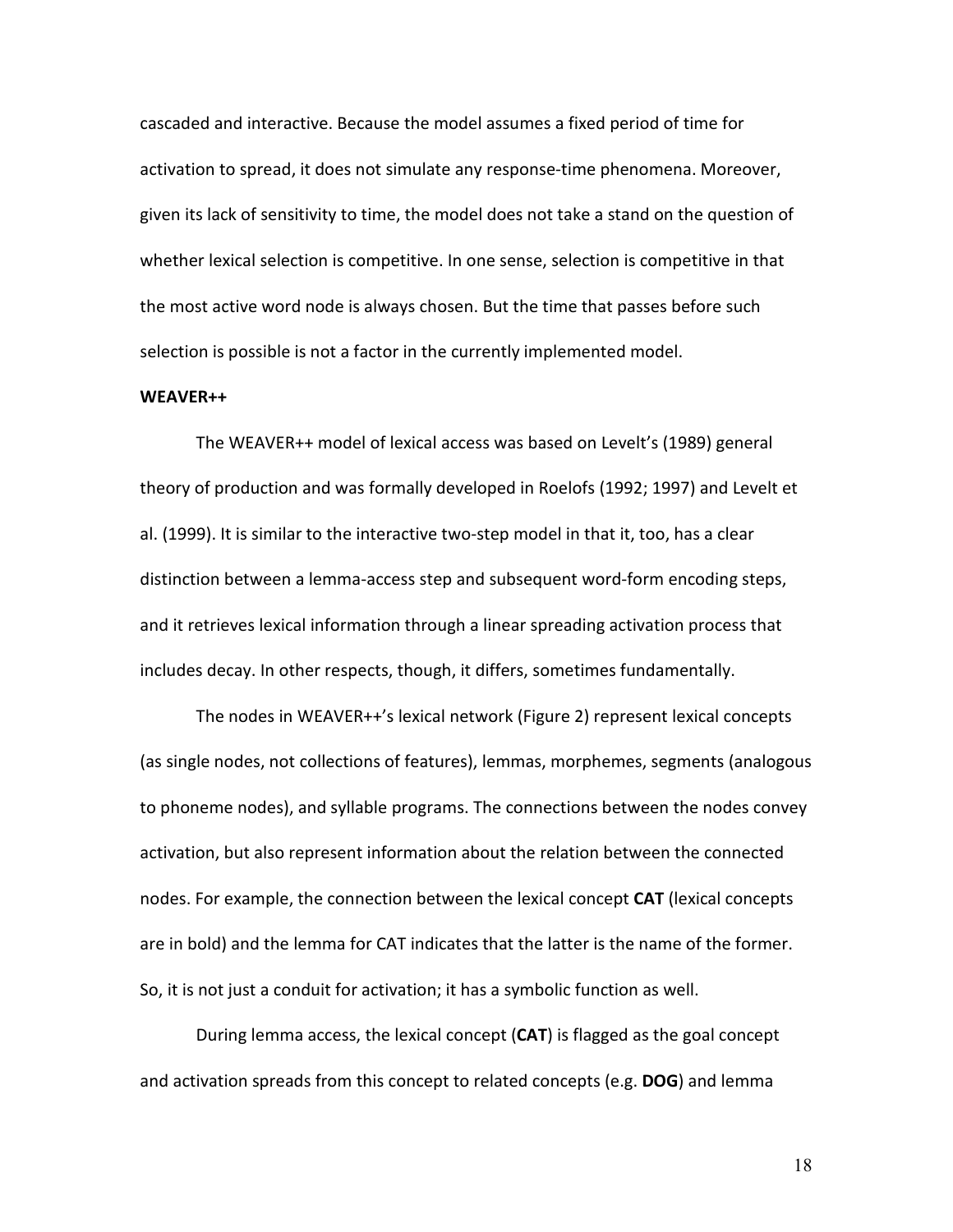cascaded and interactive. Because the model assumes a fixed period of time for activation to spread, it does not simulate any response-time phenomena. Moreover, given its lack of sensitivity to time, the model does not take a stand on the question of whether lexical selection is competitive. In one sense, selection is competitive in that the most active word node is always chosen. But the time that passes before such selection is possible is not a factor in the currently implemented model.

**WEAVER++**

The WEAVER++ model of lexical access was based on Levelt's (1989) general theory of production and was formally developed in Roelofs (1992; 1997) and Levelt et al. (1999). It is similar to the interactive two-step model in that it, too, has a clear distinction between a lemma-access step and subsequent word-form encoding steps, and it retrieves lexical information through a linear spreading activation process that includes decay. In other respects, though, it differs, sometimes fundamentally.

The nodes in WEAVER++'s lexical network (Figure 2) represent lexical concepts (as single nodes, not collections of features), lemmas, morphemes, segments (analogous to phoneme nodes), and syllable programs. The connections between the nodes convey activation, but also represent information about the relation between the connected nodes. For example, the connection between the lexical concept **CAT** (lexical concepts are in bold) and the lemma for CAT indicates that the latter is the name of the former. So, it is not just a conduit for activation; it has a symbolic function as well.

During lemma access, the lexical concept (**CAT**) is flagged as the goal concept and activation spreads from this concept to related concepts (e.g. **DOG**) and lemma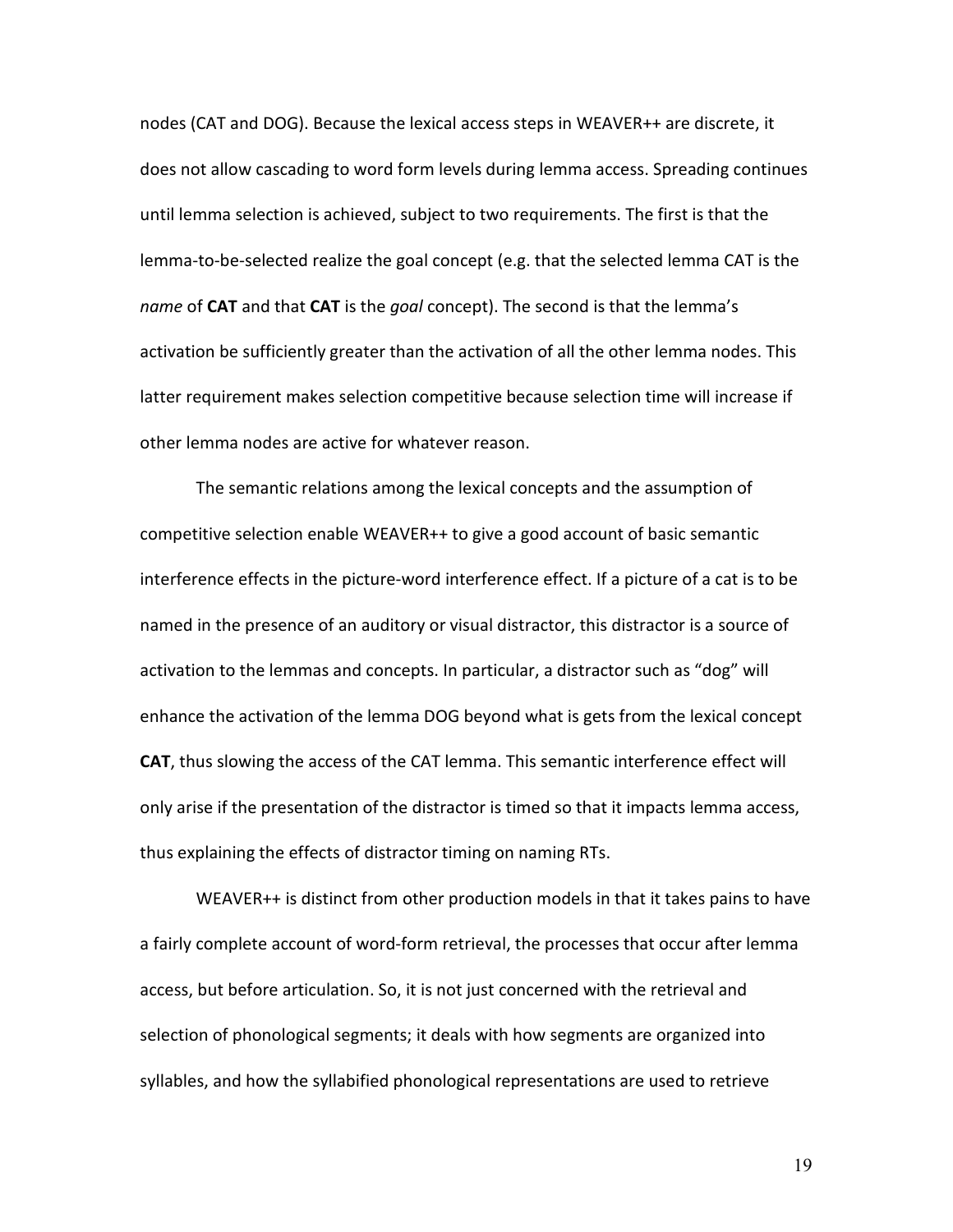nodes (CAT and DOG). Because the lexical access steps in WEAVER++ are discrete, it does not allow cascading to word form levels during lemma access. Spreading continues until lemma selection is achieved, subject to two requirements. The first is that the lemma-to-be-selected realize the goal concept (e.g. that the selected lemma CAT is the *name* of **CAT** and that **CAT** is the *goal* concept). The second is that the lemma's activation be sufficiently greater than the activation of all the other lemma nodes. This latter requirement makes selection competitive because selection time will increase if other lemma nodes are active for whatever reason.

The semantic relations among the lexical concepts and the assumption of competitive selection enable WEAVER++ to give a good account of basic semantic interference effects in the picture-word interference effect. If a picture of a cat is to be named in the presence of an auditory or visual distractor, this distractor is a source of activation to the lemmas and concepts. In particular, a distractor such as "dog" will enhance the activation of the lemma DOG beyond what is gets from the lexical concept **CAT**, thus slowing the access of the CAT lemma. This semantic interference effect will only arise if the presentation of the distractor is timed so that it impacts lemma access, thus explaining the effects of distractor timing on naming RTs.

WEAVER++ is distinct from other production models in that it takes pains to have a fairly complete account of word-form retrieval, the processes that occur after lemma access, but before articulation. So, it is not just concerned with the retrieval and selection of phonological segments; it deals with how segments are organized into syllables, and how the syllabified phonological representations are used to retrieve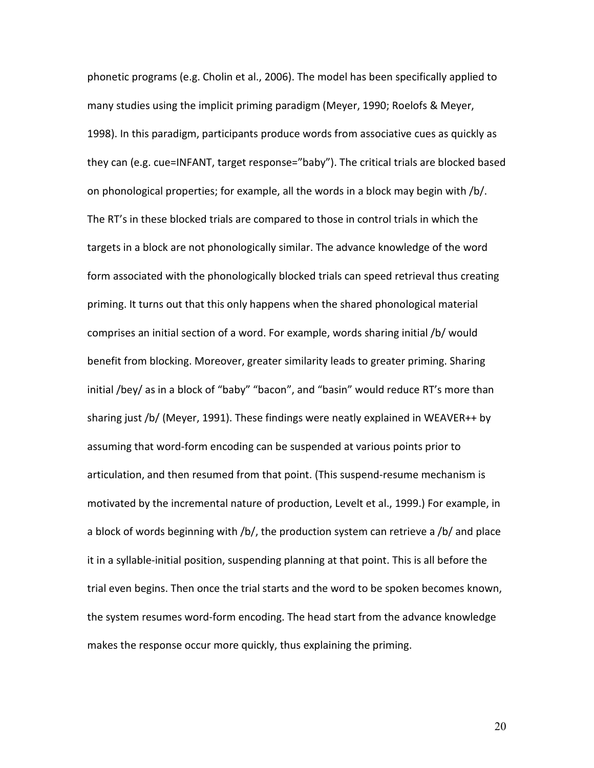phonetic programs (e.g. Cholin et al., 2006). The model has been specifically applied to many studies using the implicit priming paradigm (Meyer, 1990; Roelofs & Meyer, 1998). In this paradigm, participants produce words from associative cues as quickly as they can (e.g. cue=INFANT, target response=”baby”). The critical trials are blocked based on phonological properties; for example, all the words in a block may begin with /b/. The RT’s in these blocked trials are compared to those in control trials in which the targets in a block are not phonologically similar. The advance knowledge of the word form associated with the phonologically blocked trials can speed retrieval thus creating priming. It turns out that this only happens when the shared phonological material comprises an initial section of a word. For example, words sharing initial /b/ would benefit from blocking. Moreover, greater similarity leads to greater priming. Sharing initial /bey/ as in a block of “baby” “bacon”, and “basin” would reduce RT’s more than sharing just /b/ (Meyer, 1991). These findings were neatly explained in WEAVER++ by assuming that word-form encoding can be suspended at various points prior to articulation, and then resumed from that point. (This suspend-resume mechanism is motivated by the incremental nature of production, Levelt et al., 1999.) For example, in a block of words beginning with /b/, the production system can retrieve a /b/ and place it in a syllable-initial position, suspending planning at that point. This is all before the trial even begins. Then once the trial starts and the word to be spoken becomes known, the system resumes word-form encoding. The head start from the advance knowledge makes the response occur more quickly, thus explaining the priming.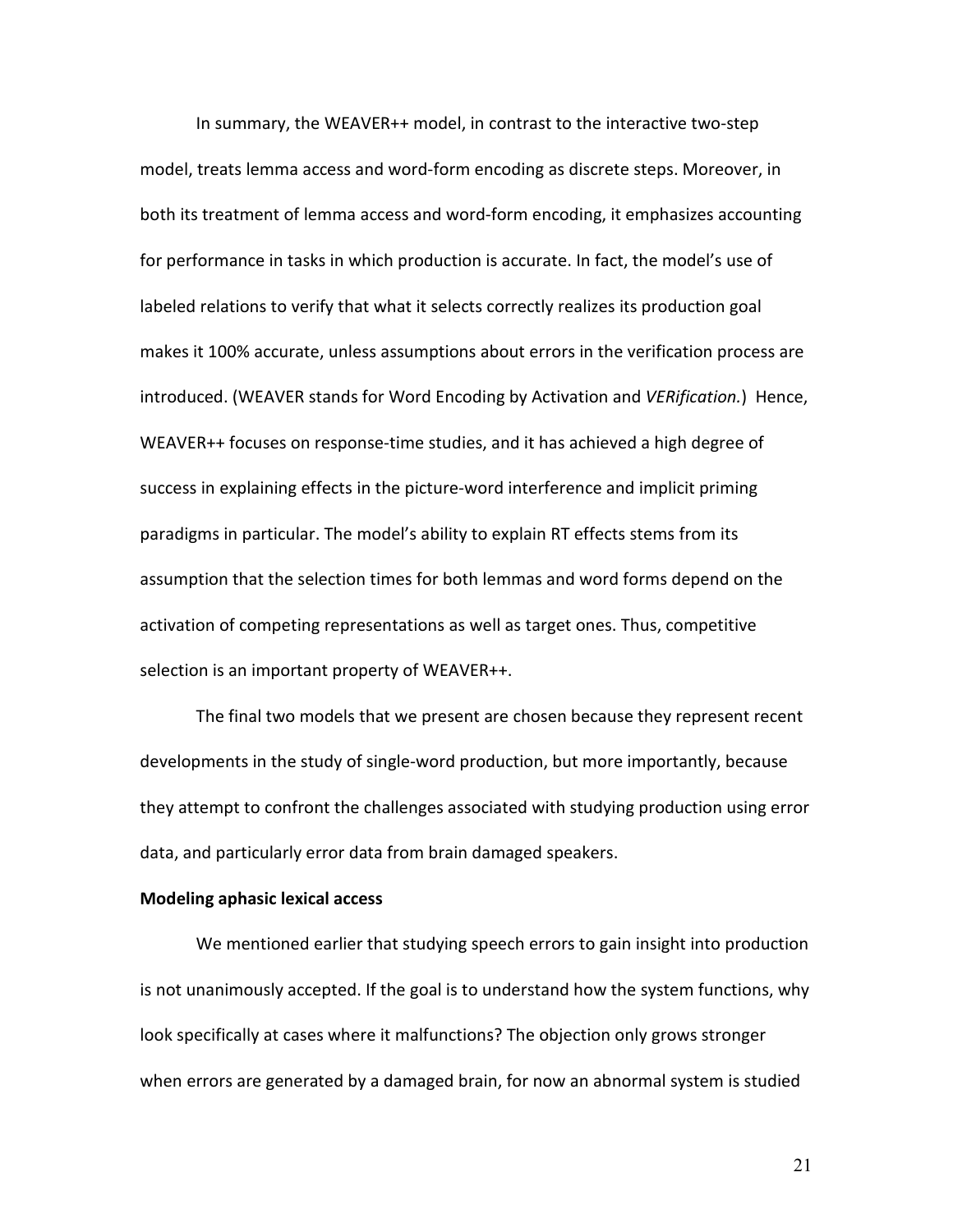In summary, the WEAVER++ model, in contrast to the interactive two-step model, treats lemma access and word-form encoding as discrete steps. Moreover, in both its treatment of lemma access and word-form encoding, it emphasizes accounting for performance in tasks in which production is accurate. In fact, the model's use of labeled relations to verify that what it selects correctly realizes its production goal makes it 100% accurate, unless assumptions about errors in the verification process are introduced. (WEAVER stands for Word Encoding by Activation and *VERification.*) Hence, WEAVER++ focuses on response-time studies, and it has achieved a high degree of success in explaining effects in the picture-word interference and implicit priming paradigms in particular. The model's ability to explain RT effects stems from its assumption that the selection times for both lemmas and word forms depend on the activation of competing representations as well as target ones. Thus, competitive selection is an important property of WEAVER++.

The final two models that we present are chosen because they represent recent developments in the study of single-word production, but more importantly, because they attempt to confront the challenges associated with studying production using error data, and particularly error data from brain damaged speakers.

**Modeling aphasic lexical access**

We mentioned earlier that studying speech errors to gain insight into production is not unanimously accepted. If the goal is to understand how the system functions, why look specifically at cases where it malfunctions? The objection only grows stronger when errors are generated by a damaged brain, for now an abnormal system is studied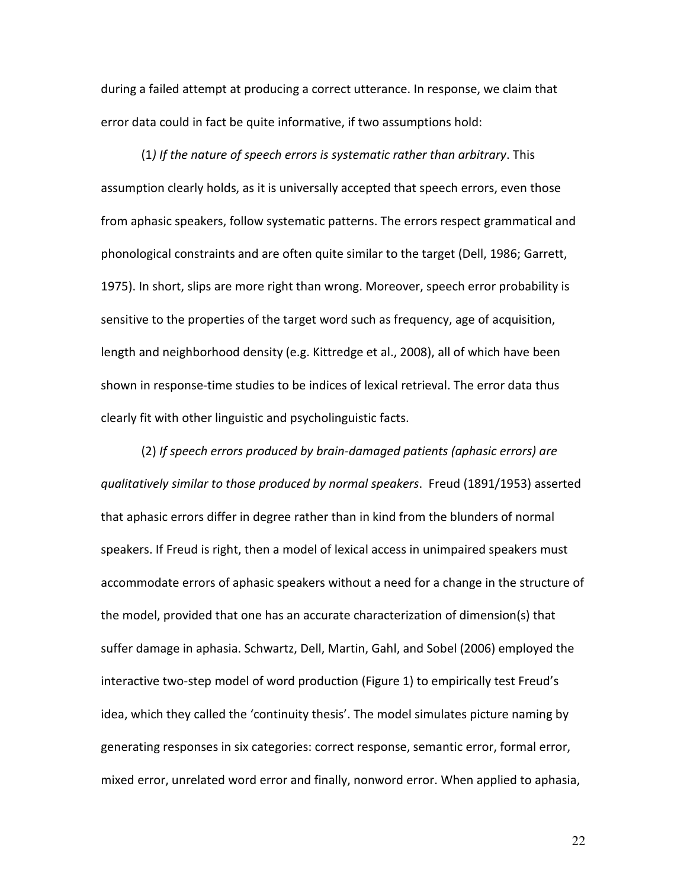during a failed attempt at producing a correct utterance. In response, we claim that error data could in fact be quite informative, if two assumptions hold:

(1*) If the nature of speech errors is systematic rather than arbitrary*. This assumption clearly holds, as it is universally accepted that speech errors, even those from aphasic speakers, follow systematic patterns. The errors respect grammatical and phonological constraints and are often quite similar to the target (Dell, 1986; Garrett, 1975). In short, slips are more right than wrong. Moreover, speech error probability is sensitive to the properties of the target word such as frequency, age of acquisition, length and neighborhood density (e.g. Kittredge et al., 2008), all of which have been shown in response-time studies to be indices of lexical retrieval. The error data thus clearly fit with other linguistic and psycholinguistic facts.

(2) *If speech errors produced by brain-damaged patients (aphasic errors) are qualitatively similar to those produced by normal speakers*. Freud (1891/1953) asserted that aphasic errors differ in degree rather than in kind from the blunders of normal speakers. If Freud is right, then a model of lexical access in unimpaired speakers must accommodate errors of aphasic speakers without a need for a change in the structure of the model, provided that one has an accurate characterization of dimension(s) that suffer damage in aphasia. Schwartz, Dell, Martin, Gahl, and Sobel (2006) employed the interactive two-step model of word production (Figure 1) to empirically test Freud's idea, which they called the 'continuity thesis'. The model simulates picture naming by generating responses in six categories: correct response, semantic error, formal error, mixed error, unrelated word error and finally, nonword error. When applied to aphasia,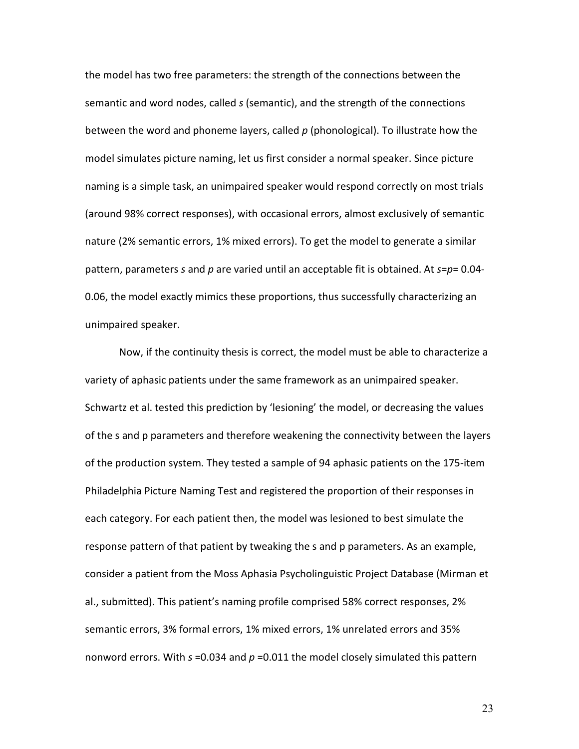the model has two free parameters: the strength of the connections between the semantic and word nodes, called $s$ (semantic), and the strength of the connections between the word and phoneme layers, called $p$ (phonological). To illustrate how the model simulates picture naming, let us first consider a normal speaker. Since picture naming is a simple task, an unimpaired speaker would respond correctly on most trials (around 98% correct responses), with occasional errors, almost exclusively of semantic nature (2% semantic errors, 1% mixed errors). To get the model to generate a similar pattern, parameters $s$ and $p$ are varied until an acceptable fit is obtained. At $s$=$p$= 0.04-0.06, the model exactly mimics these proportions, thus successfully characterizing an unimpaired speaker.

Now, if the continuity thesis is correct, the model must be able to characterize a variety of aphasic patients under the same framework as an unimpaired speaker. Schwartz et al. tested this prediction by 'lesioning' the model, or decreasing the values of the s and p parameters and therefore weakening the connectivity between the layers of the production system. They tested a sample of 94 aphasic patients on the 175-item Philadelphia Picture Naming Test and registered the proportion of their responses in each category. For each patient then, the model was lesioned to best simulate the response pattern of that patient by tweaking the s and p parameters. As an example, consider a patient from the Moss Aphasia Psycholinguistic Project Database (Mirman et al., submitted). This patient's naming profile comprised 58% correct responses, 2% semantic errors, 3% formal errors, 1% mixed errors, 1% unrelated errors and 35% nonword errors. With $s$ =0.034 and $p$ =0.011 the model closely simulated this pattern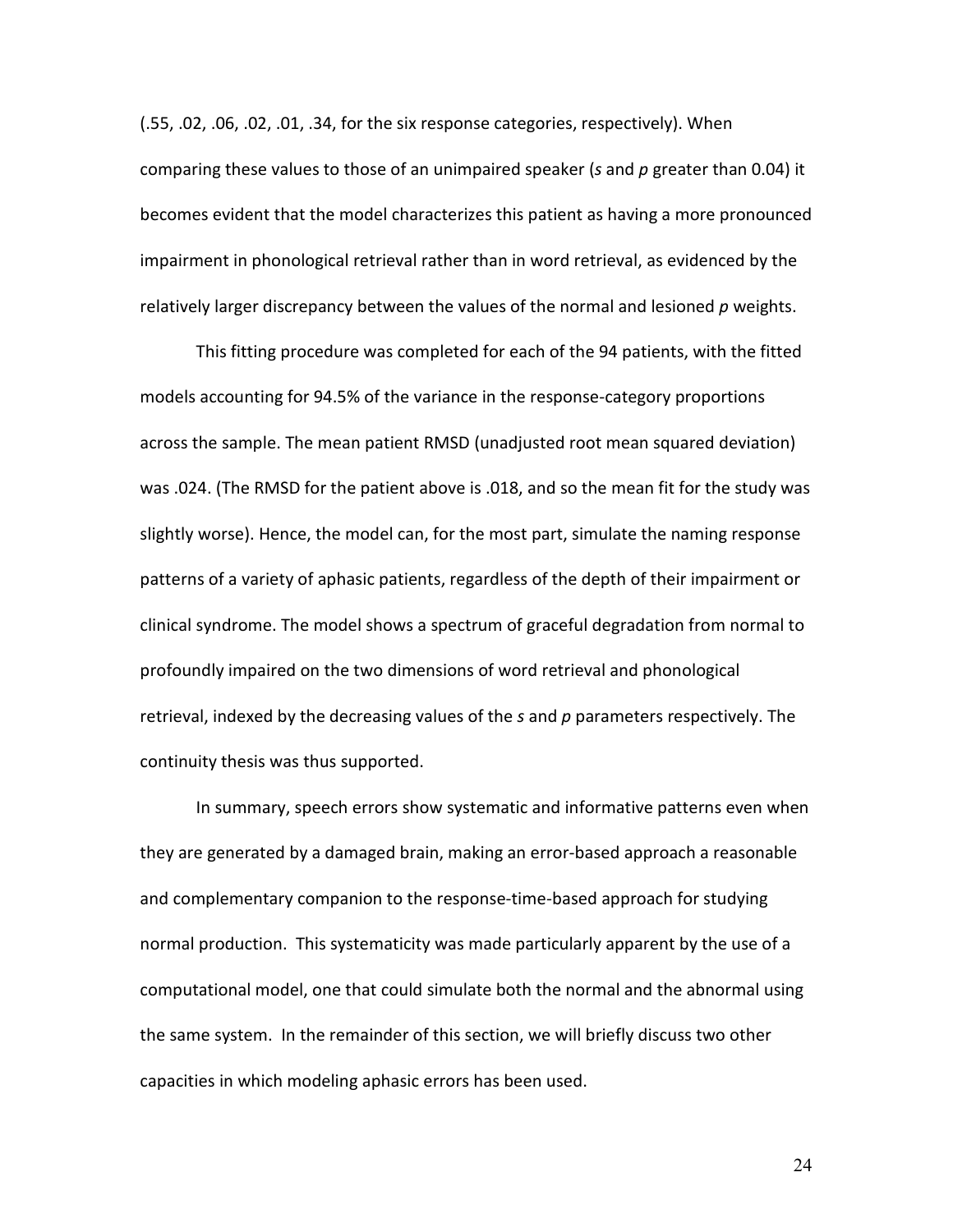(.55, .02, .06, .02, .01, .34, for the six response categories, respectively). When comparing these values to those of an unimpaired speaker ($s$ and $p$ greater than 0.04) it becomes evident that the model characterizes this patient as having a more pronounced impairment in phonological retrieval rather than in word retrieval, as evidenced by the relatively larger discrepancy between the values of the normal and lesioned $p$ weights.

This fitting procedure was completed for each of the 94 patients, with the fitted models accounting for 94.5% of the variance in the response-category proportions across the sample. The mean patient RMSD (unadjusted root mean squared deviation) was .024. (The RMSD for the patient above is .018, and so the mean fit for the study was slightly worse). Hence, the model can, for the most part, simulate the naming response patterns of a variety of aphasic patients, regardless of the depth of their impairment or clinical syndrome. The model shows a spectrum of graceful degradation from normal to profoundly impaired on the two dimensions of word retrieval and phonological retrieval, indexed by the decreasing values of the $s$ and $p$ parameters respectively. The continuity thesis was thus supported.

In summary, speech errors show systematic and informative patterns even when they are generated by a damaged brain, making an error-based approach a reasonable and complementary companion to the response-time-based approach for studying normal production. This systematicity was made particularly apparent by the use of a computational model, one that could simulate both the normal and the abnormal using the same system. In the remainder of this section, we will briefly discuss two other capacities in which modeling aphasic errors has been used.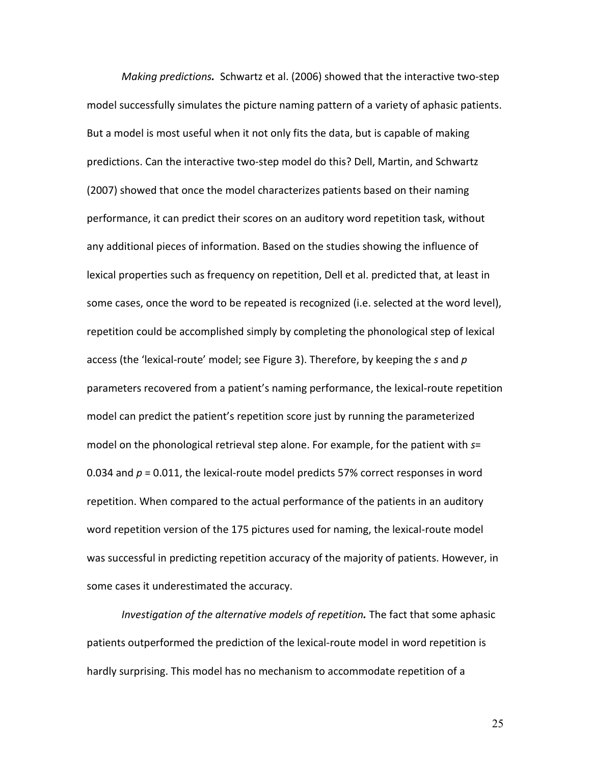*Making predictions.* Schwartz et al. (2006) showed that the interactive two-step model successfully simulates the picture naming pattern of a variety of aphasic patients. But a model is most useful when it not only fits the data, but is capable of making predictions. Can the interactive two-step model do this? Dell, Martin, and Schwartz (2007) showed that once the model characterizes patients based on their naming performance, it can predict their scores on an auditory word repetition task, without any additional pieces of information. Based on the studies showing the influence of lexical properties such as frequency on repetition, Dell et al. predicted that, at least in some cases, once the word to be repeated is recognized (i.e. selected at the word level), repetition could be accomplished simply by completing the phonological step of lexical access (the 'lexical-route' model; see Figure 3). Therefore, by keeping the $s$ and $p$ parameters recovered from a patient's naming performance, the lexical-route repetition model can predict the patient's repetition score just by running the parameterized model on the phonological retrieval step alone. For example, for the patient with $s$= 0.034 and $p$ = 0.011, the lexical-route model predicts 57% correct responses in word repetition. When compared to the actual performance of the patients in an auditory word repetition version of the 175 pictures used for naming, the lexical-route model was successful in predicting repetition accuracy of the majority of patients. However, in some cases it underestimated the accuracy.

*Investigation of the alternative models of repetition.* The fact that some aphasic patients outperformed the prediction of the lexical-route model in word repetition is hardly surprising. This model has no mechanism to accommodate repetition of a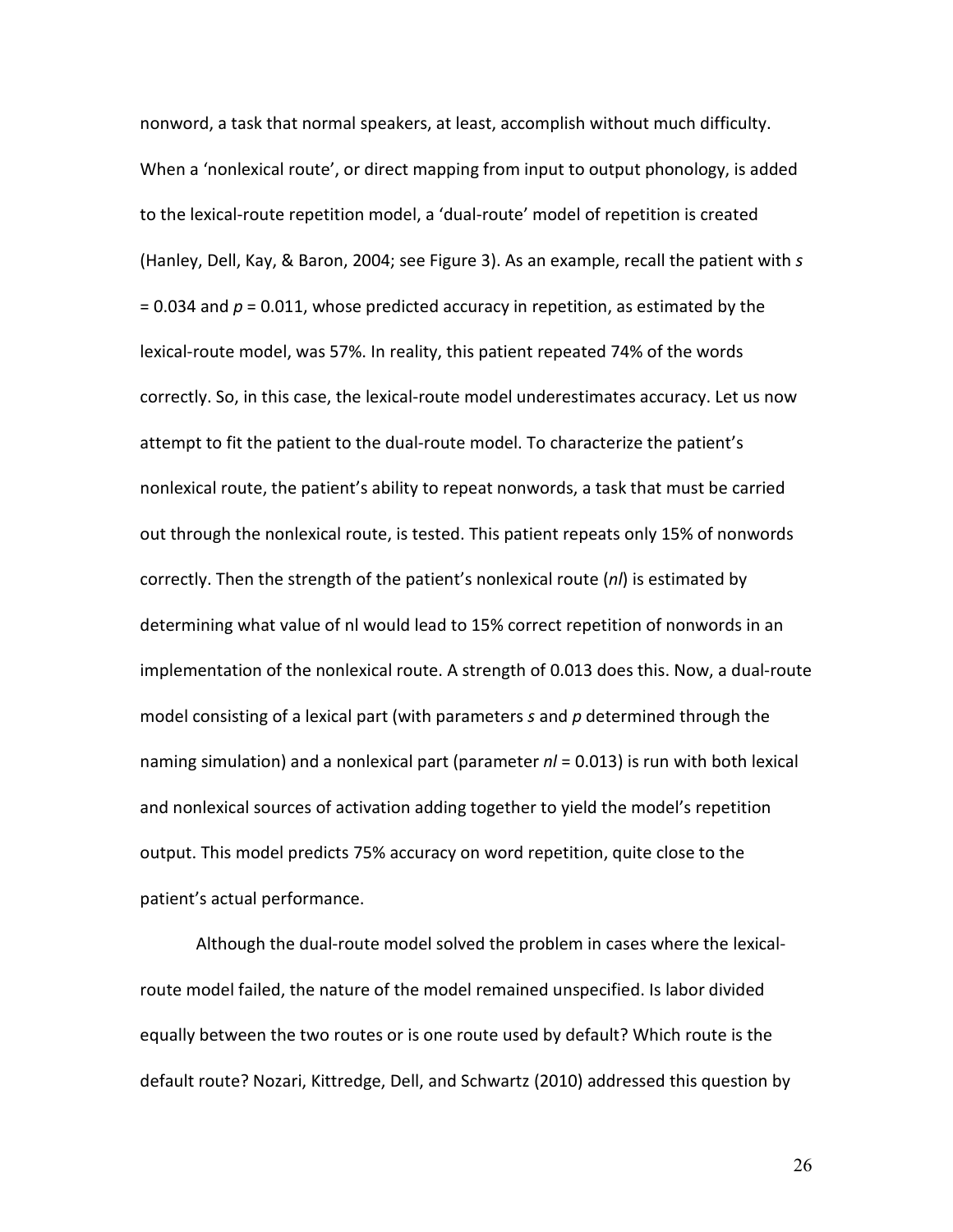nonword, a task that normal speakers, at least, accomplish without much difficulty. When a 'nonlexical route', or direct mapping from input to output phonology, is added to the lexical-route repetition model, a 'dual-route' model of repetition is created (Hanley, Dell, Kay, & Baron, 2004; see Figure 3). As an example, recall the patient with $s$ = 0.034 and $p$ = 0.011, whose predicted accuracy in repetition, as estimated by the lexical-route model, was 57%. In reality, this patient repeated 74% of the words correctly. So, in this case, the lexical-route model underestimates accuracy. Let us now attempt to fit the patient to the dual-route model. To characterize the patient's nonlexical route, the patient's ability to repeat nonwords, a task that must be carried out through the nonlexical route, is tested. This patient repeats only 15% of nonwords correctly. Then the strength of the patient's nonlexical route ($nl$) is estimated by determining what value of nl would lead to 15% correct repetition of nonwords in an implementation of the nonlexical route. A strength of 0.013 does this. Now, a dual-route model consisting of a lexical part (with parameters $s$ and $p$ determined through the naming simulation) and a nonlexical part (parameter $nl$ = 0.013) is run with both lexical and nonlexical sources of activation adding together to yield the model's repetition output. This model predicts 75% accuracy on word repetition, quite close to the patient's actual performance.

Although the dual-route model solved the problem in cases where the lexical-route model failed, the nature of the model remained unspecified. Is labor divided equally between the two routes or is one route used by default? Which route is the default route? Nozari, Kittredge, Dell, and Schwartz (2010) addressed this question by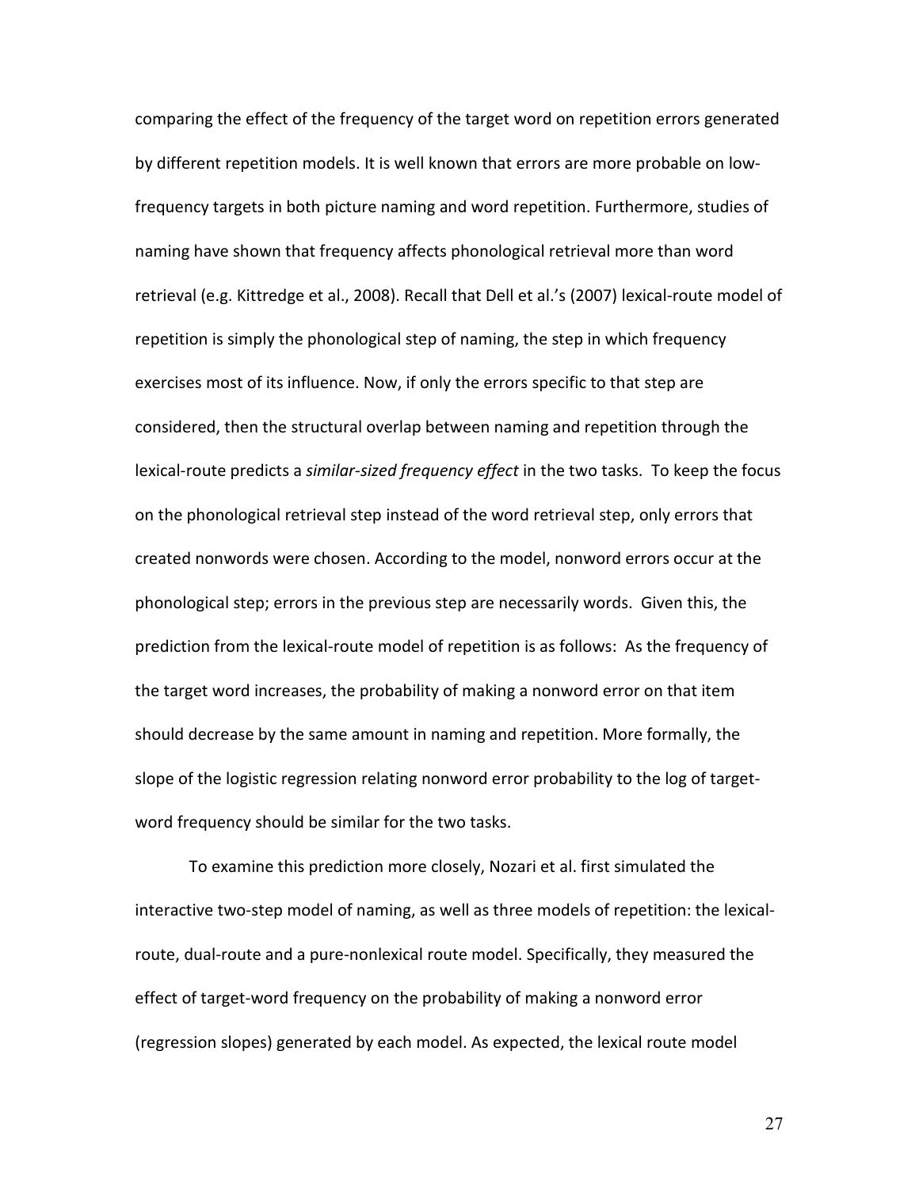comparing the effect of the frequency of the target word on repetition errors generated by different repetition models. It is well known that errors are more probable on low-frequency targets in both picture naming and word repetition. Furthermore, studies of naming have shown that frequency affects phonological retrieval more than word retrieval (e.g. Kittredge et al., 2008). Recall that Dell et al.'s (2007) lexical-route model of repetition is simply the phonological step of naming, the step in which frequency exercises most of its influence. Now, if only the errors specific to that step are considered, then the structural overlap between naming and repetition through the lexical-route predicts a *similar-sized frequency effect* in the two tasks. To keep the focus on the phonological retrieval step instead of the word retrieval step, only errors that created nonwords were chosen. According to the model, nonword errors occur at the phonological step; errors in the previous step are necessarily words. Given this, the prediction from the lexical-route model of repetition is as follows: As the frequency of the target word increases, the probability of making a nonword error on that item should decrease by the same amount in naming and repetition. More formally, the slope of the logistic regression relating nonword error probability to the log of target-word frequency should be similar for the two tasks.

To examine this prediction more closely, Nozari et al. first simulated the interactive two-step model of naming, as well as three models of repetition: the lexical-route, dual-route and a pure-nonlexical route model. Specifically, they measured the effect of target-word frequency on the probability of making a nonword error (regression slopes) generated by each model. As expected, the lexical route model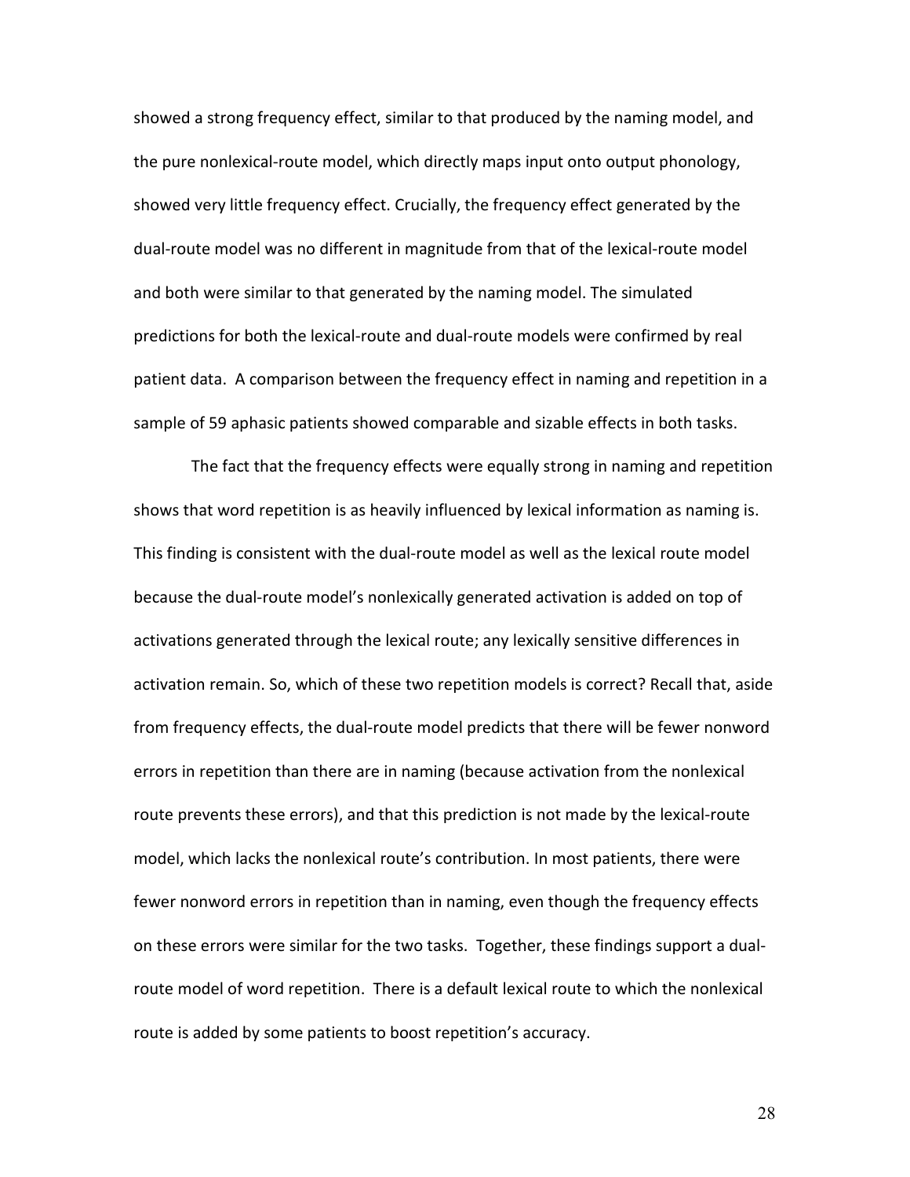showed a strong frequency effect, similar to that produced by the naming model, and the pure nonlexical-route model, which directly maps input onto output phonology, showed very little frequency effect. Crucially, the frequency effect generated by the dual-route model was no different in magnitude from that of the lexical-route model and both were similar to that generated by the naming model. The simulated predictions for both the lexical-route and dual-route models were confirmed by real patient data. A comparison between the frequency effect in naming and repetition in a sample of 59 aphasic patients showed comparable and sizable effects in both tasks.

The fact that the frequency effects were equally strong in naming and repetition shows that word repetition is as heavily influenced by lexical information as naming is. This finding is consistent with the dual-route model as well as the lexical route model because the dual-route model's nonlexically generated activation is added on top of activations generated through the lexical route; any lexically sensitive differences in activation remain. So, which of these two repetition models is correct? Recall that, aside from frequency effects, the dual-route model predicts that there will be fewer nonword errors in repetition than there are in naming (because activation from the nonlexical route prevents these errors), and that this prediction is not made by the lexical-route model, which lacks the nonlexical route's contribution. In most patients, there were fewer nonword errors in repetition than in naming, even though the frequency effects on these errors were similar for the two tasks. Together, these findings support a dual-route model of word repetition. There is a default lexical route to which the nonlexical route is added by some patients to boost repetition's accuracy.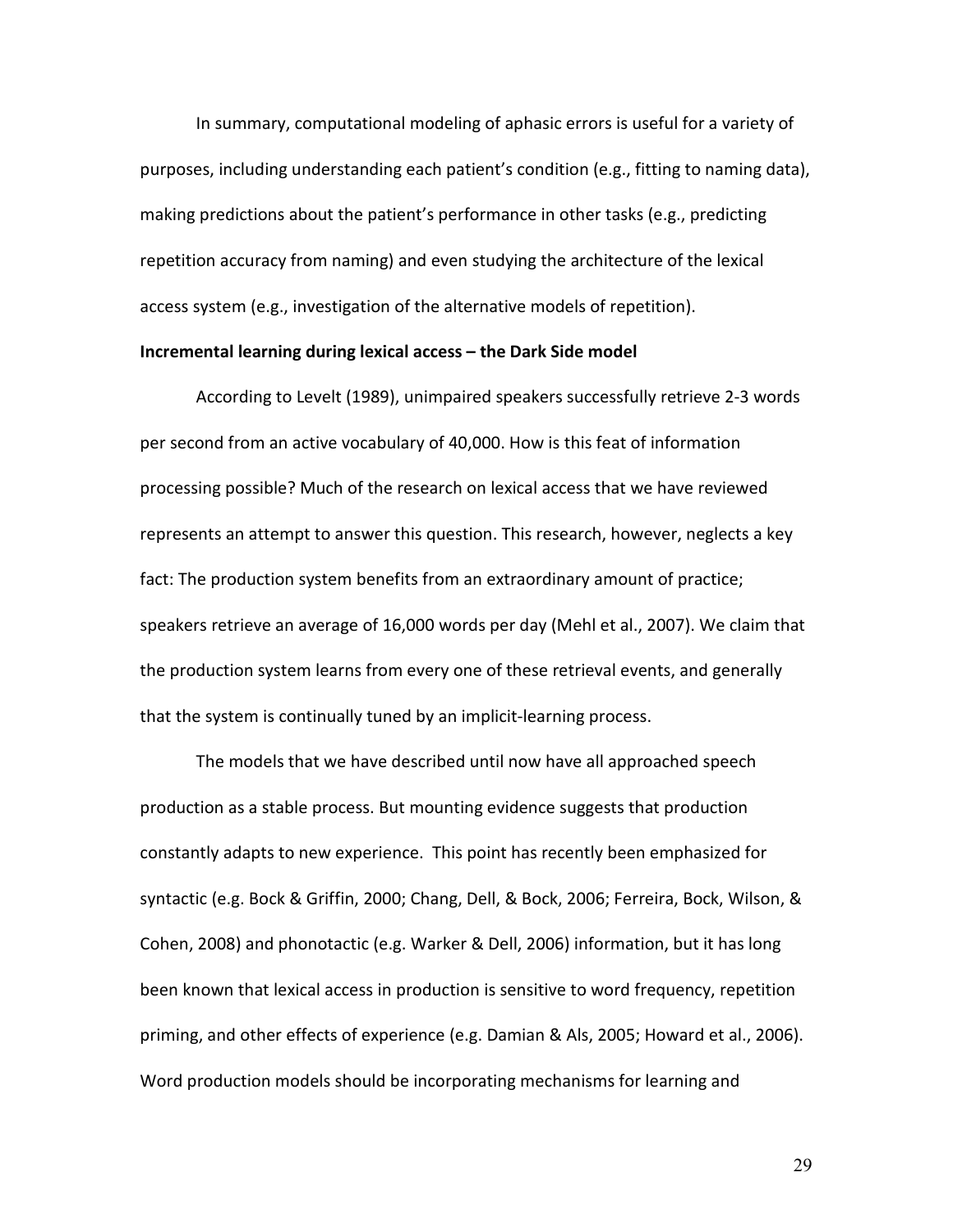In summary, computational modeling of aphasic errors is useful for a variety of purposes, including understanding each patient's condition (e.g., fitting to naming data), making predictions about the patient's performance in other tasks (e.g., predicting repetition accuracy from naming) and even studying the architecture of the lexical access system (e.g., investigation of the alternative models of repetition).

**Incremental learning during lexical access – the Dark Side model**

According to Levelt (1989), unimpaired speakers successfully retrieve 2-3 words per second from an active vocabulary of 40,000. How is this feat of information processing possible? Much of the research on lexical access that we have reviewed represents an attempt to answer this question. This research, however, neglects a key fact: The production system benefits from an extraordinary amount of practice; speakers retrieve an average of 16,000 words per day (Mehl et al., 2007). We claim that the production system learns from every one of these retrieval events, and generally that the system is continually tuned by an implicit-learning process.

The models that we have described until now have all approached speech production as a stable process. But mounting evidence suggests that production constantly adapts to new experience. This point has recently been emphasized for syntactic (e.g. Bock & Griffin, 2000; Chang, Dell, & Bock, 2006; Ferreira, Bock, Wilson, & Cohen, 2008) and phonotactic (e.g. Warker & Dell, 2006) information, but it has long been known that lexical access in production is sensitive to word frequency, repetition priming, and other effects of experience (e.g. Damian & Als, 2005; Howard et al., 2006). Word production models should be incorporating mechanisms for learning and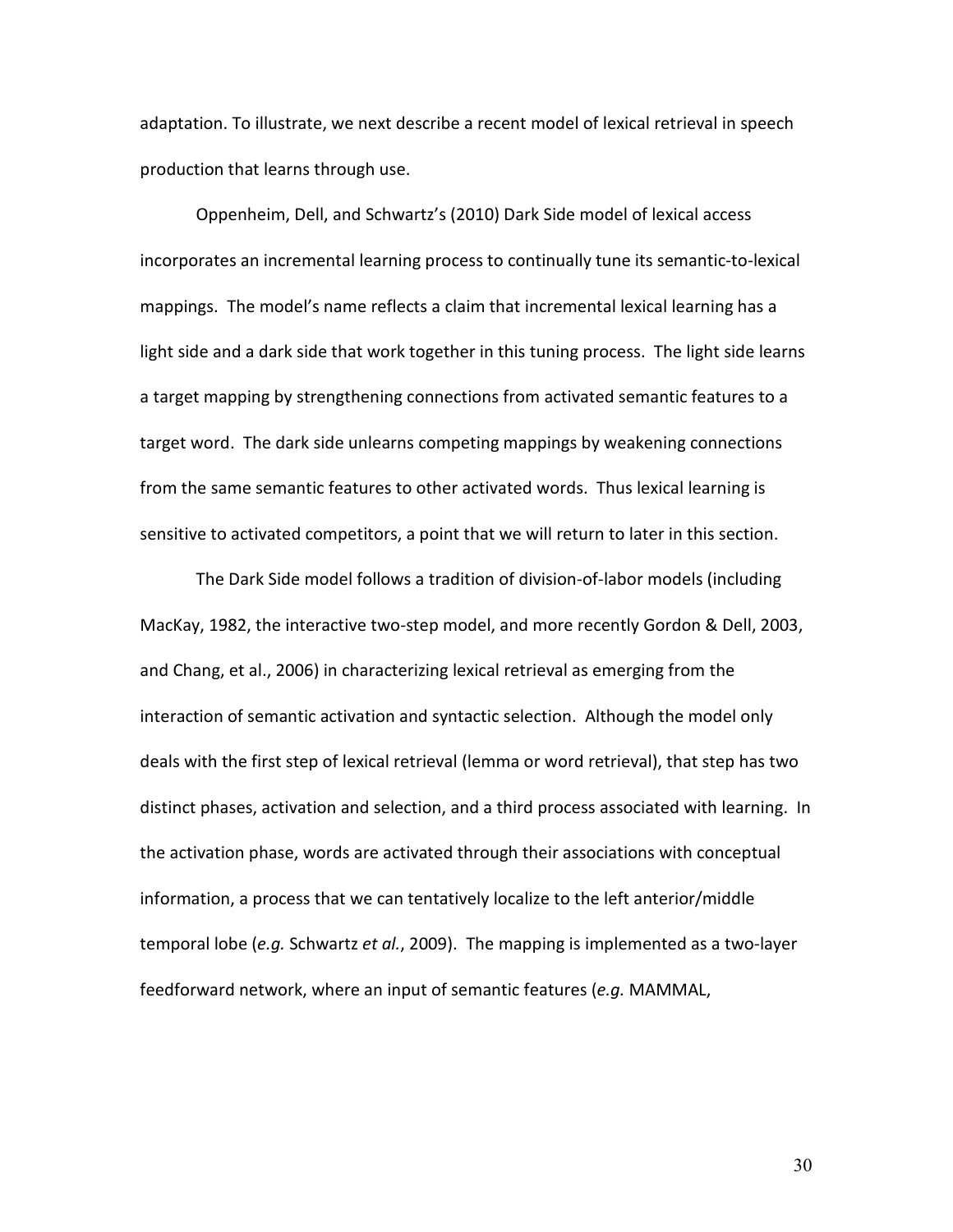adaptation. To illustrate, we next describe a recent model of lexical retrieval in speech production that learns through use.

Oppenheim, Dell, and Schwartz's (2010) Dark Side model of lexical access incorporates an incremental learning process to continually tune its semantic-to-lexical mappings. The model's name reflects a claim that incremental lexical learning has a light side and a dark side that work together in this tuning process. The light side learns a target mapping by strengthening connections from activated semantic features to a target word. The dark side unlearns competing mappings by weakening connections from the same semantic features to other activated words. Thus lexical learning is sensitive to activated competitors, a point that we will return to later in this section.

The Dark Side model follows a tradition of division-of-labor models (including MacKay, 1982, the interactive two-step model, and more recently Gordon & Dell, 2003, and Chang, et al., 2006) in characterizing lexical retrieval as emerging from the interaction of semantic activation and syntactic selection. Although the model only deals with the first step of lexical retrieval (lemma or word retrieval), that step has two distinct phases, activation and selection, and a third process associated with learning. In the activation phase, words are activated through their associations with conceptual information, a process that we can tentatively localize to the left anterior/middle temporal lobe (*e.g.* Schwartz *et al.*, 2009). The mapping is implemented as a two-layer feedforward network, where an input of semantic features (*e.g.* MAMMAL,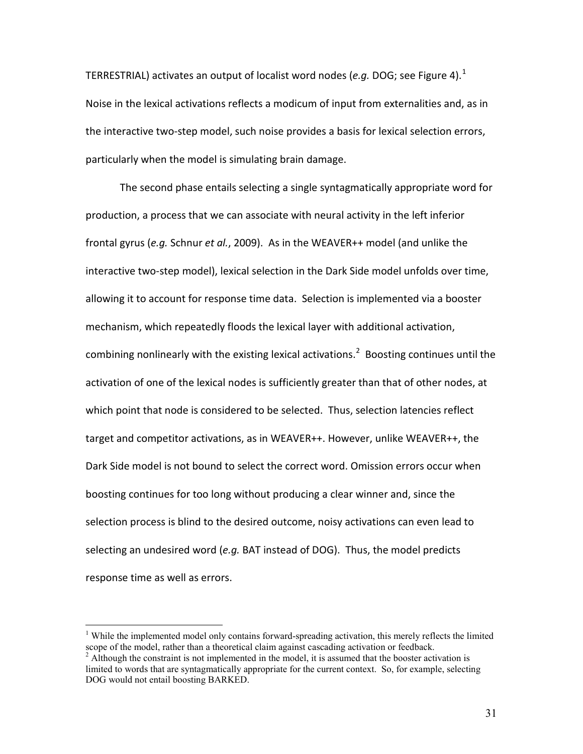TERRESTRIAL) activates an output of localist word nodes (*e.g.* DOG; see Figure 4).[1] Noise in the lexical activations reflects a modicum of input from externalities and, as in the interactive two-step model, such noise provides a basis for lexical selection errors, particularly when the model is simulating brain damage.

The second phase entails selecting a single syntagmatically appropriate word for production, a process that we can associate with neural activity in the left inferior frontal gyrus (*e.g.* Schnur *et al.*, 2009). As in the WEAVER++ model (and unlike the interactive two-step model), lexical selection in the Dark Side model unfolds over time, allowing it to account for response time data. Selection is implemented via a booster mechanism, which repeatedly floods the lexical layer with additional activation, combining nonlinearly with the existing lexical activations.[2] Boosting continues until the activation of one of the lexical nodes is sufficiently greater than that of other nodes, at which point that node is considered to be selected. Thus, selection latencies reflect target and competitor activations, as in WEAVER++. However, unlike WEAVER++, the Dark Side model is not bound to select the correct word. Omission errors occur when boosting continues for too long without producing a clear winner and, since the selection process is blind to the desired outcome, noisy activations can even lead to selecting an undesired word (*e.g.* BAT instead of DOG). Thus, the model predicts response time as well as errors.

---

[1] While the implemented model only contains forward-spreading activation, this merely reflects the limited scope of the model, rather than a theoretical claim against cascading activation or feedback.

[2] Although the constraint is not implemented in the model, it is assumed that the booster activation is limited to words that are syntagmatically appropriate for the current context. So, for example, selecting DOG would not entail boosting BARKED.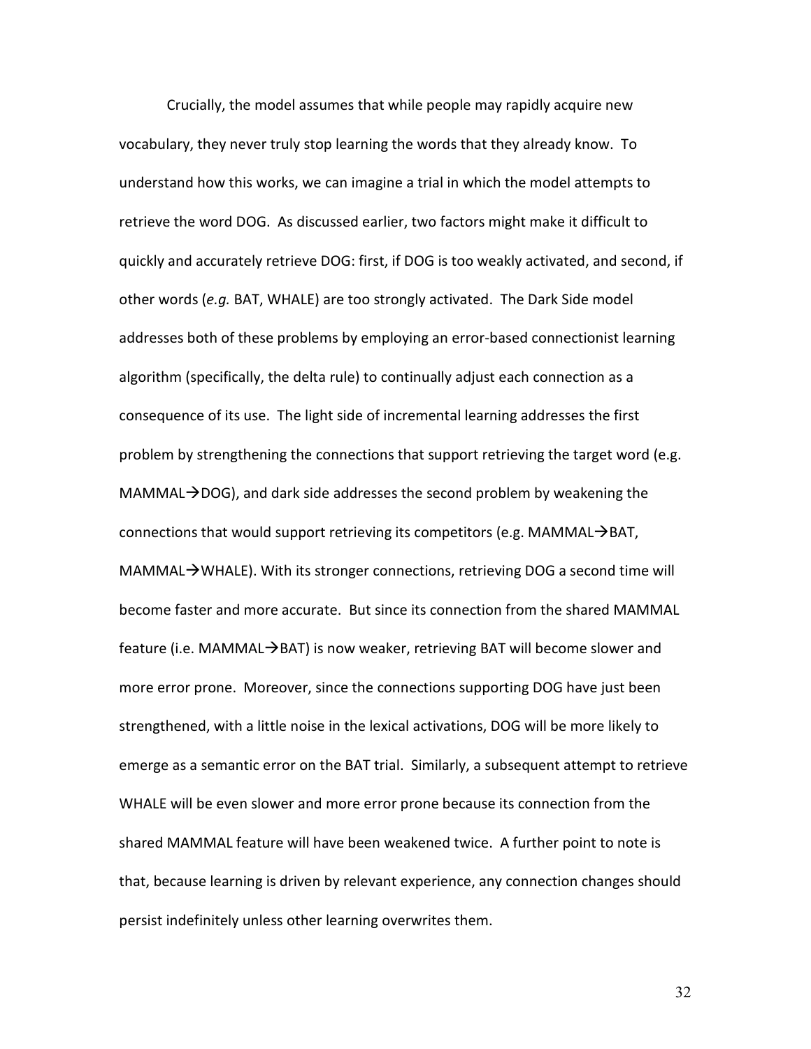Crucially, the model assumes that while people may rapidly acquire new vocabulary, they never truly stop learning the words that they already know. To understand how this works, we can imagine a trial in which the model attempts to retrieve the word DOG. As discussed earlier, two factors might make it difficult to quickly and accurately retrieve DOG: first, if DOG is too weakly activated, and second, if other words (*e.g.* BAT, WHALE) are too strongly activated. The Dark Side model addresses both of these problems by employing an error-based connectionist learning algorithm (specifically, the delta rule) to continually adjust each connection as a consequence of its use. The light side of incremental learning addresses the first problem by strengthening the connections that support retrieving the target word (e.g. MAMMAL→DOG), and dark side addresses the second problem by weakening the connections that would support retrieving its competitors (e.g. MAMMAL→BAT, MAMMAL→WHALE). With its stronger connections, retrieving DOG a second time will become faster and more accurate. But since its connection from the shared MAMMAL feature (i.e. MAMMAL→BAT) is now weaker, retrieving BAT will become slower and more error prone. Moreover, since the connections supporting DOG have just been strengthened, with a little noise in the lexical activations, DOG will be more likely to emerge as a semantic error on the BAT trial. Similarly, a subsequent attempt to retrieve WHALE will be even slower and more error prone because its connection from the shared MAMMAL feature will have been weakened twice. A further point to note is that, because learning is driven by relevant experience, any connection changes should persist indefinitely unless other learning overwrites them.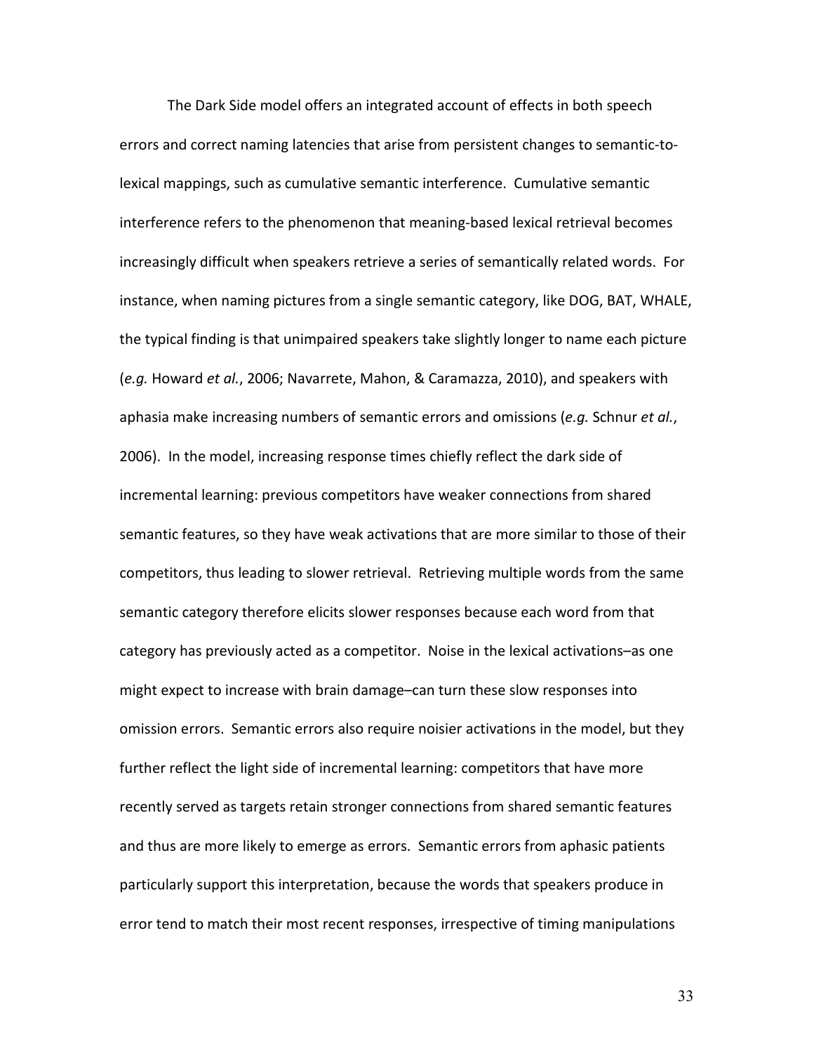The Dark Side model offers an integrated account of effects in both speech errors and correct naming latencies that arise from persistent changes to semantic-to-lexical mappings, such as cumulative semantic interference. Cumulative semantic interference refers to the phenomenon that meaning-based lexical retrieval becomes increasingly difficult when speakers retrieve a series of semantically related words. For instance, when naming pictures from a single semantic category, like DOG, BAT, WHALE, the typical finding is that unimpaired speakers take slightly longer to name each picture (*e.g.* Howard *et al.*, 2006; Navarrete, Mahon, & Caramazza, 2010), and speakers with aphasia make increasing numbers of semantic errors and omissions (*e.g.* Schnur *et al.*, 2006). In the model, increasing response times chiefly reflect the dark side of incremental learning: previous competitors have weaker connections from shared semantic features, so they have weak activations that are more similar to those of their competitors, thus leading to slower retrieval. Retrieving multiple words from the same semantic category therefore elicits slower responses because each word from that category has previously acted as a competitor. Noise in the lexical activations–as one might expect to increase with brain damage–can turn these slow responses into omission errors. Semantic errors also require noisier activations in the model, but they further reflect the light side of incremental learning: competitors that have more recently served as targets retain stronger connections from shared semantic features and thus are more likely to emerge as errors. Semantic errors from aphasic patients particularly support this interpretation, because the words that speakers produce in error tend to match their most recent responses, irrespective of timing manipulations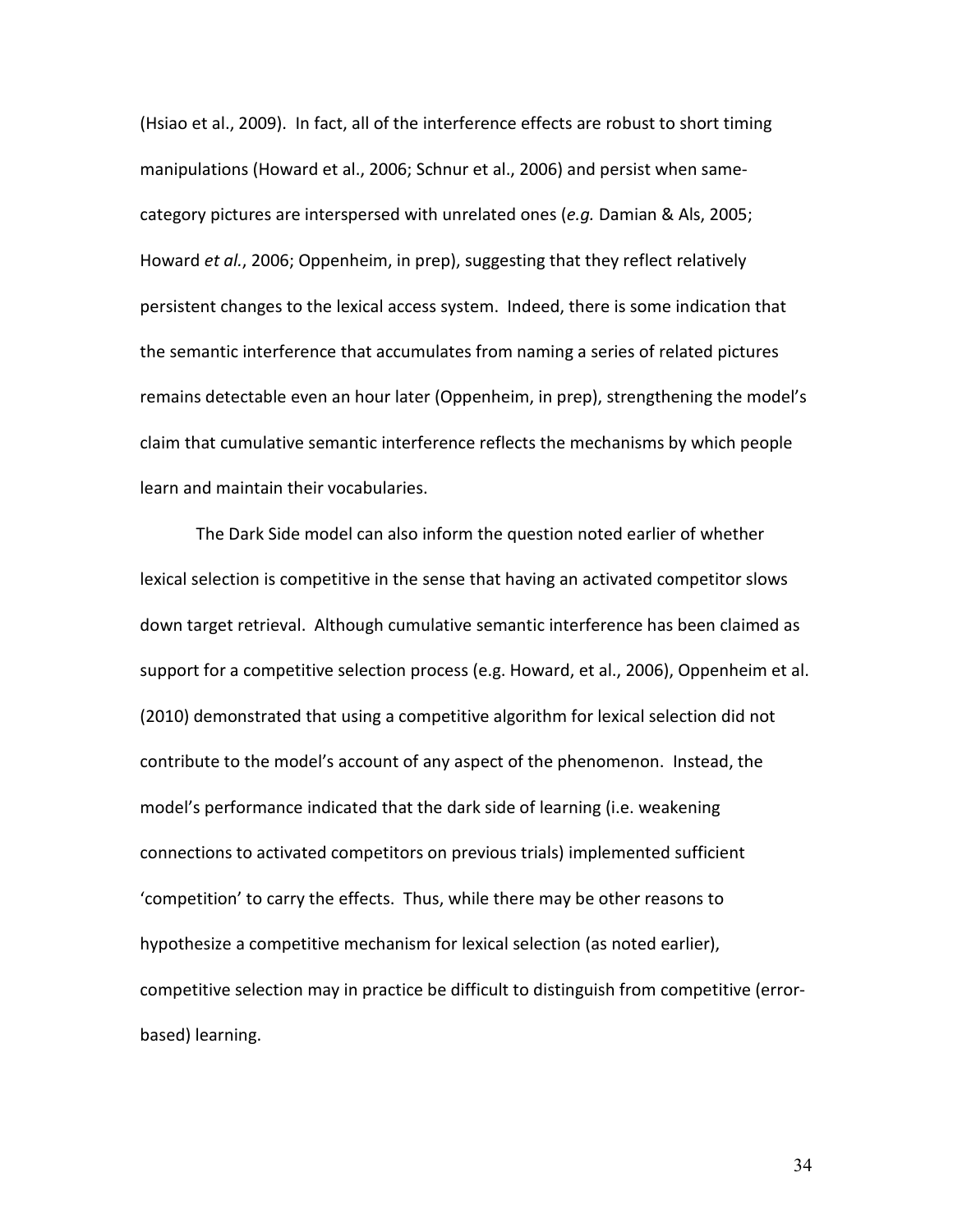(Hsiao et al., 2009). In fact, all of the interference effects are robust to short timing manipulations (Howard et al., 2006; Schnur et al., 2006) and persist when same-category pictures are interspersed with unrelated ones (*e.g.* Damian & Als, 2005; Howard *et al.*, 2006; Oppenheim, in prep), suggesting that they reflect relatively persistent changes to the lexical access system. Indeed, there is some indication that the semantic interference that accumulates from naming a series of related pictures remains detectable even an hour later (Oppenheim, in prep), strengthening the model's claim that cumulative semantic interference reflects the mechanisms by which people learn and maintain their vocabularies.

The Dark Side model can also inform the question noted earlier of whether lexical selection is competitive in the sense that having an activated competitor slows down target retrieval. Although cumulative semantic interference has been claimed as support for a competitive selection process (e.g. Howard, et al., 2006), Oppenheim et al. (2010) demonstrated that using a competitive algorithm for lexical selection did not contribute to the model's account of any aspect of the phenomenon. Instead, the model's performance indicated that the dark side of learning (i.e. weakening connections to activated competitors on previous trials) implemented sufficient 'competition' to carry the effects. Thus, while there may be other reasons to hypothesize a competitive mechanism for lexical selection (as noted earlier), competitive selection may in practice be difficult to distinguish from competitive (error-based) learning.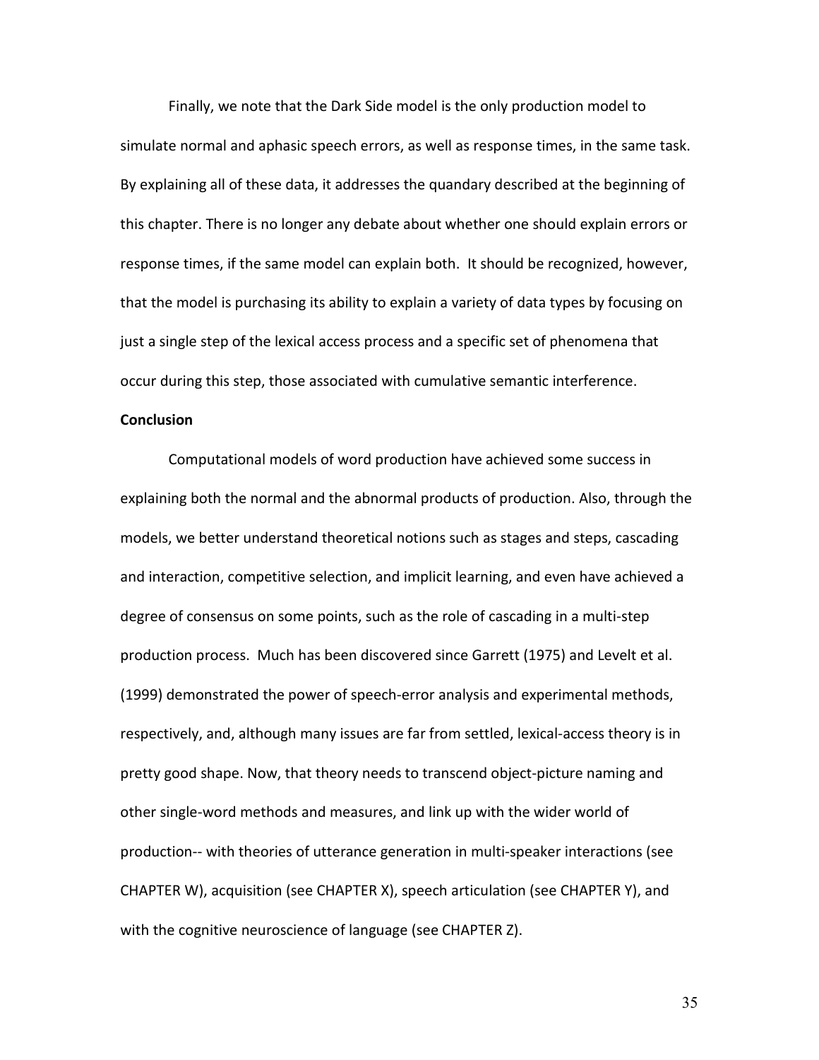Finally, we note that the Dark Side model is the only production model to simulate normal and aphasic speech errors, as well as response times, in the same task. By explaining all of these data, it addresses the quandary described at the beginning of this chapter. There is no longer any debate about whether one should explain errors or response times, if the same model can explain both. It should be recognized, however, that the model is purchasing its ability to explain a variety of data types by focusing on just a single step of the lexical access process and a specific set of phenomena that occur during this step, those associated with cumulative semantic interference.

**Conclusion**

Computational models of word production have achieved some success in explaining both the normal and the abnormal products of production. Also, through the models, we better understand theoretical notions such as stages and steps, cascading and interaction, competitive selection, and implicit learning, and even have achieved a degree of consensus on some points, such as the role of cascading in a multi-step production process. Much has been discovered since Garrett (1975) and Levelt et al. (1999) demonstrated the power of speech-error analysis and experimental methods, respectively, and, although many issues are far from settled, lexical-access theory is in pretty good shape. Now, that theory needs to transcend object-picture naming and other single-word methods and measures, and link up with the wider world of production-- with theories of utterance generation in multi-speaker interactions (see CHAPTER W), acquisition (see CHAPTER X), speech articulation (see CHAPTER Y), and with the cognitive neuroscience of language (see CHAPTER Z).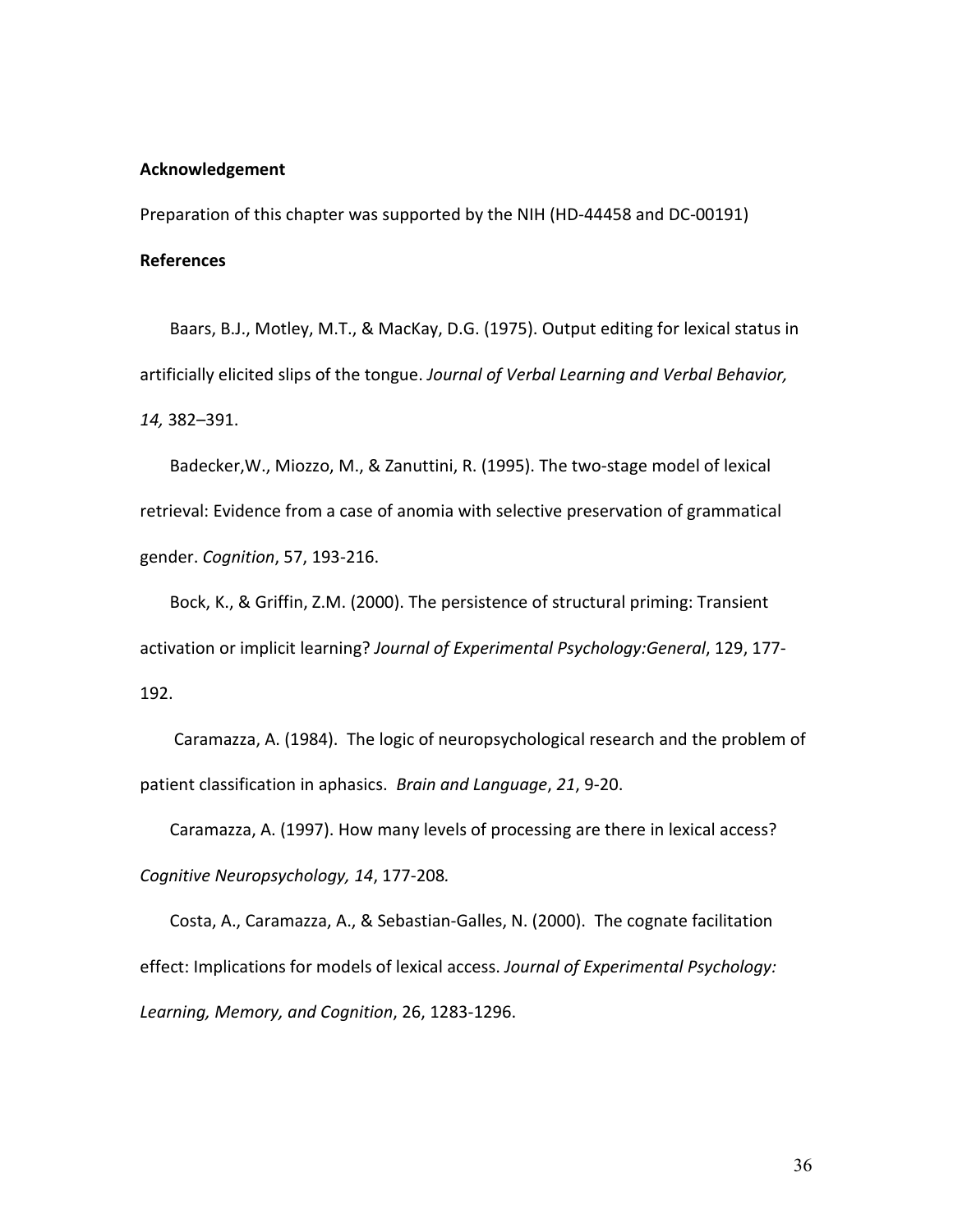**Acknowledgement**

Preparation of this chapter was supported by the NIH (HD-44458 and DC-00191)

**References**

Baars, B.J., Motley, M.T., & MacKay, D.G. (1975). Output editing for lexical status in artificially elicited slips of the tongue. *Journal of Verbal Learning and Verbal Behavior, 14,* 382–391.

Badecker,W., Miozzo, M., & Zanuttini, R. (1995). The two-stage model of lexical retrieval: Evidence from a case of anomia with selective preservation of grammatical gender. *Cognition*, 57, 193-216.

Bock, K., & Griffin, Z.M. (2000). The persistence of structural priming: Transient activation or implicit learning? *Journal of Experimental Psychology:General*, 129, 177-192.

Caramazza, A. (1984). The logic of neuropsychological research and the problem of patient classification in aphasics. *Brain and Language*, *21*, 9-20.

Caramazza, A. (1997). How many levels of processing are there in lexical access? *Cognitive Neuropsychology, 14*, 177-208*.*

Costa, A., Caramazza, A., & Sebastian-Galles, N. (2000). The cognate facilitation effect: Implications for models of lexical access. *Journal of Experimental Psychology: Learning, Memory, and Cognition*, 26, 1283-1296.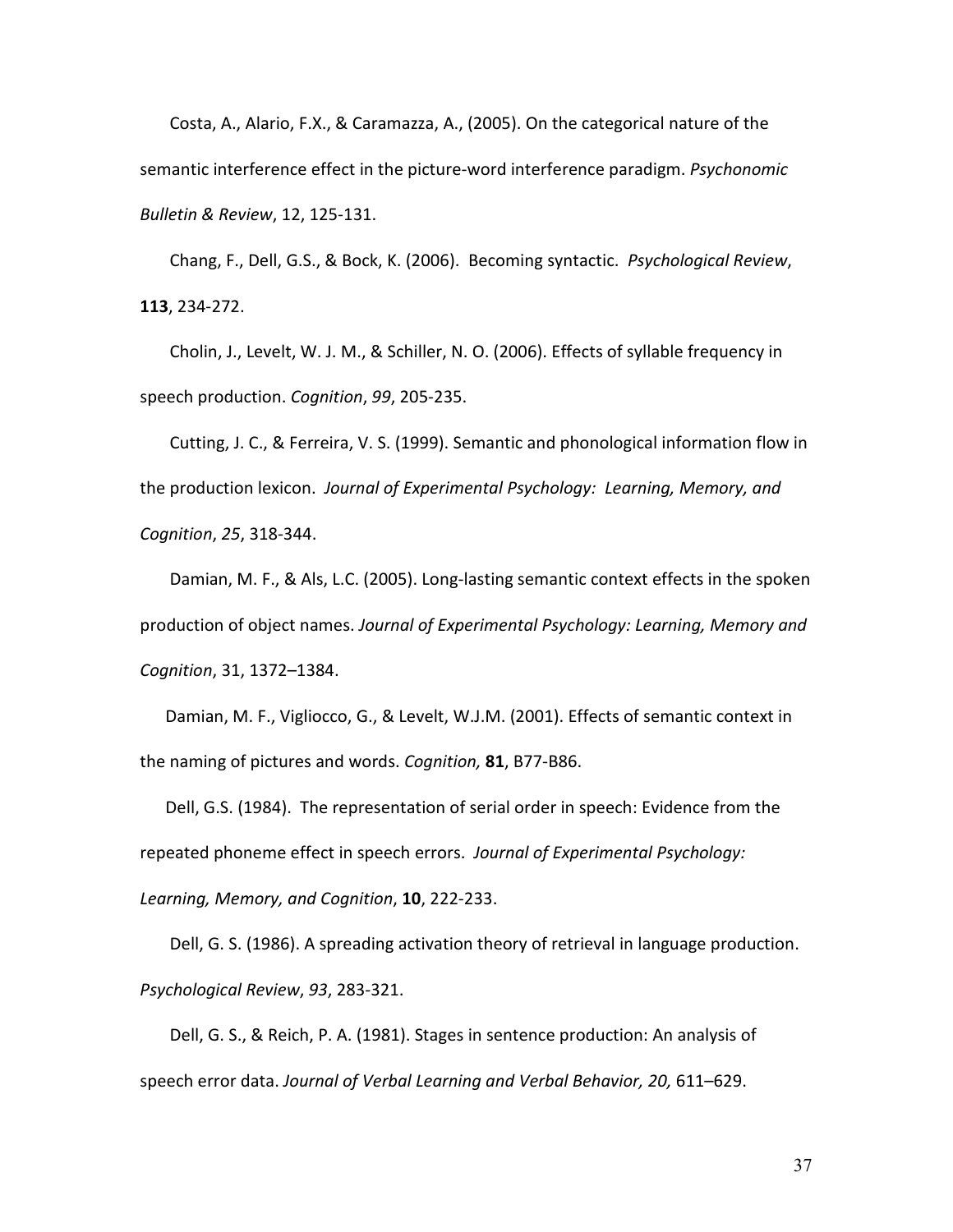Costa, A., Alario, F.X., & Caramazza, A., (2005). On the categorical nature of the semantic interference effect in the picture-word interference paradigm. *Psychonomic Bulletin & Review*, 12, 125-131.

Chang, F., Dell, G.S., & Bock, K. (2006). Becoming syntactic. *Psychological Review*, **113**, 234-272.

Cholin, J., Levelt, W. J. M., & Schiller, N. O. (2006). Effects of syllable frequency in speech production. *Cognition*, *99*, 205-235.

Cutting, J. C., & Ferreira, V. S. (1999). Semantic and phonological information flow in the production lexicon. *Journal of Experimental Psychology: Learning, Memory, and Cognition*, *25*, 318-344.

Damian, M. F., & Als, L.C. (2005). Long-lasting semantic context effects in the spoken production of object names. *Journal of Experimental Psychology: Learning, Memory and Cognition*, 31, 1372–1384.

Damian, M. F., Vigliocco, G., & Levelt, W.J.M. (2001). Effects of semantic context in the naming of pictures and words. *Cognition,* **81**, B77-B86.

Dell, G.S. (1984). The representation of serial order in speech: Evidence from the repeated phoneme effect in speech errors. *Journal of Experimental Psychology: Learning, Memory, and Cognition*, **10**, 222-233.

Dell, G. S. (1986). A spreading activation theory of retrieval in language production. *Psychological Review*, *93*, 283-321.

Dell, G. S., & Reich, P. A. (1981). Stages in sentence production: An analysis of speech error data. *Journal of Verbal Learning and Verbal Behavior, 20,* 611–629.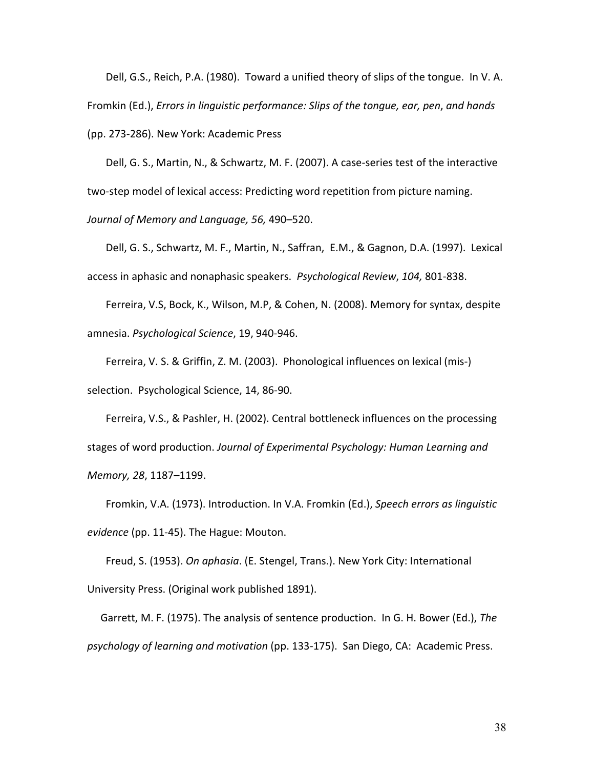Dell, G.S., Reich, P.A. (1980). Toward a unified theory of slips of the tongue. In V. A. Fromkin (Ed.), *Errors in linguistic performance: Slips of the tongue, ear, pen, and hands* (pp. 273-286). New York: Academic Press

Dell, G. S., Martin, N., & Schwartz, M. F. (2007). A case-series test of the interactive two-step model of lexical access: Predicting word repetition from picture naming. *Journal of Memory and Language, 56,* 490–520.

Dell, G. S., Schwartz, M. F., Martin, N., Saffran, E.M., & Gagnon, D.A. (1997). Lexical access in aphasic and nonaphasic speakers. *Psychological Review*, *104,* 801-838.

Ferreira, V.S, Bock, K., Wilson, M.P, & Cohen, N. (2008). Memory for syntax, despite amnesia. *Psychological Science*, 19, 940-946.

Ferreira, V. S. & Griffin, Z. M. (2003). Phonological influences on lexical (mis-) selection. Psychological Science, 14, 86-90.

Ferreira, V.S., & Pashler, H. (2002). Central bottleneck influences on the processing stages of word production. *Journal of Experimental Psychology: Human Learning and Memory, 28*, 1187–1199.

Fromkin, V.A. (1973). Introduction. In V.A. Fromkin (Ed.), *Speech errors as linguistic evidence* (pp. 11-45). The Hague: Mouton.

Freud, S. (1953). *On aphasia*. (E. Stengel, Trans.). New York City: International University Press. (Original work published 1891).

Garrett, M. F. (1975). The analysis of sentence production. In G. H. Bower (Ed.), *The psychology of learning and motivation* (pp. 133-175). San Diego, CA: Academic Press.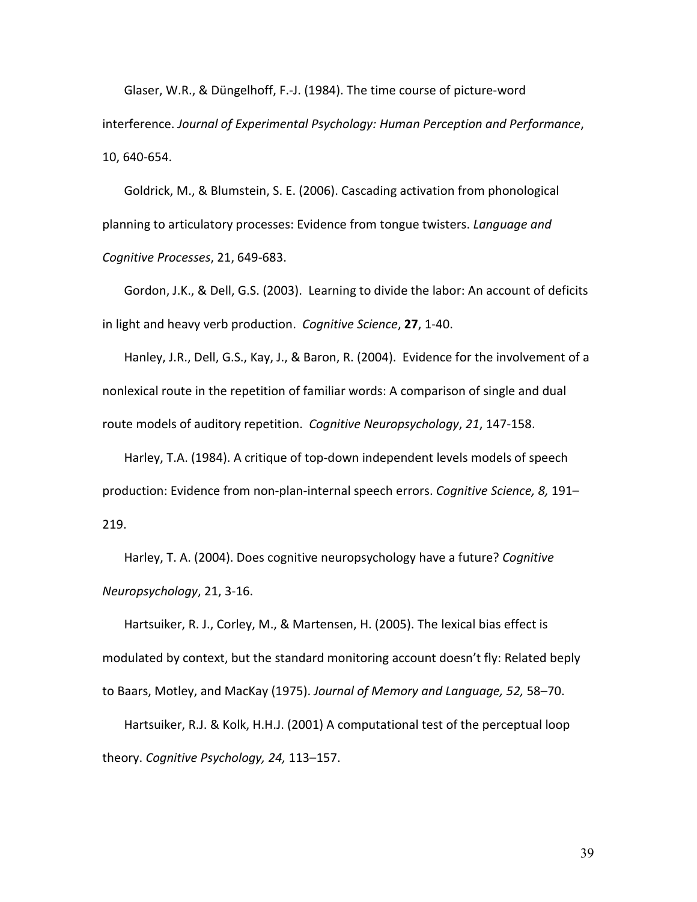Glaser, W.R., & Düngelhoff, F.-J. (1984). The time course of picture-word interference. *Journal of Experimental Psychology: Human Perception and Performance*, 10, 640-654.

Goldrick, M., & Blumstein, S. E. (2006). Cascading activation from phonological planning to articulatory processes: Evidence from tongue twisters. *Language and Cognitive Processes*, 21, 649-683.

Gordon, J.K., & Dell, G.S. (2003). Learning to divide the labor: An account of deficits in light and heavy verb production. *Cognitive Science*, **27**, 1-40.

Hanley, J.R., Dell, G.S., Kay, J., & Baron, R. (2004). Evidence for the involvement of a nonlexical route in the repetition of familiar words: A comparison of single and dual route models of auditory repetition. *Cognitive Neuropsychology*, *21*, 147-158.

Harley, T.A. (1984). A critique of top-down independent levels models of speech production: Evidence from non-plan-internal speech errors. *Cognitive Science, 8,* 191–219.

Harley, T. A. (2004). Does cognitive neuropsychology have a future? *Cognitive Neuropsychology*, 21, 3-16.

Hartsuiker, R. J., Corley, M., & Martensen, H. (2005). The lexical bias effect is modulated by context, but the standard monitoring account doesn't fly: Related beply to Baars, Motley, and MacKay (1975). *Journal of Memory and Language, 52,* 58–70.

Hartsuiker, R.J. & Kolk, H.H.J. (2001) A computational test of the perceptual loop theory. *Cognitive Psychology, 24,* 113–157.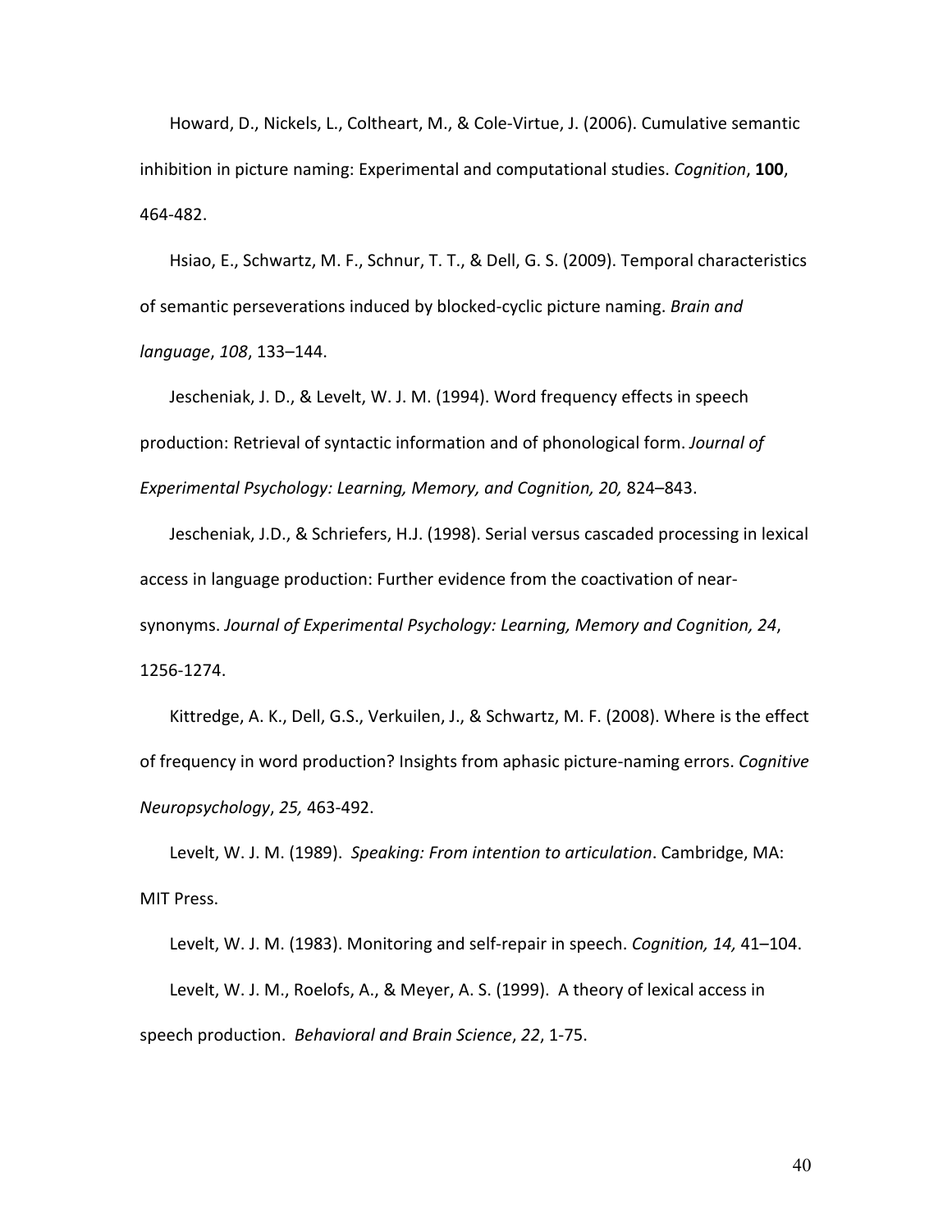Howard, D., Nickels, L., Coltheart, M., & Cole-Virtue, J. (2006). Cumulative semantic inhibition in picture naming: Experimental and computational studies. *Cognition*, **100**, 464-482.

Hsiao, E., Schwartz, M. F., Schnur, T. T., & Dell, G. S. (2009). Temporal characteristics of semantic perseverations induced by blocked-cyclic picture naming. *Brain and language*, *108*, 133–144.

Jescheniak, J. D., & Levelt, W. J. M. (1994). Word frequency effects in speech production: Retrieval of syntactic information and of phonological form. *Journal of Experimental Psychology: Learning, Memory, and Cognition, 20,* 824–843.

Jescheniak, J.D., & Schriefers, H.J. (1998). Serial versus cascaded processing in lexical access in language production: Further evidence from the coactivation of near-synonyms. *Journal of Experimental Psychology: Learning, Memory and Cognition, 24*, 1256-1274.

Kittredge, A. K., Dell, G.S., Verkuilen, J., & Schwartz, M. F. (2008). Where is the effect of frequency in word production? Insights from aphasic picture-naming errors. *Cognitive Neuropsychology*, *25,* 463-492.

Levelt, W. J. M. (1989). *Speaking: From intention to articulation*. Cambridge, MA: MIT Press.

Levelt, W. J. M. (1983). Monitoring and self-repair in speech. *Cognition, 14,* 41–104.

Levelt, W. J. M., Roelofs, A., & Meyer, A. S. (1999). A theory of lexical access in speech production. *Behavioral and Brain Science*, *22*, 1-75.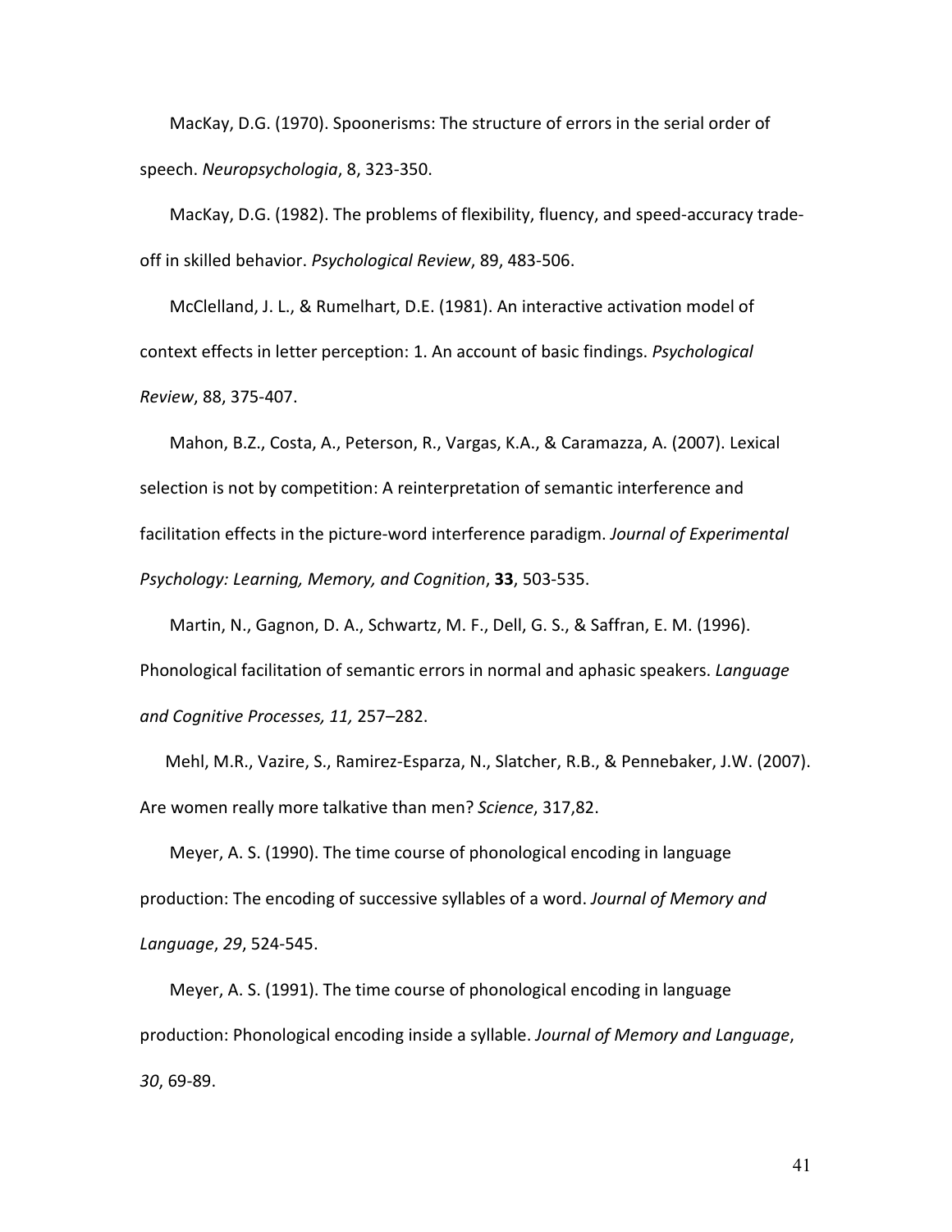MacKay, D.G. (1970). Spoonerisms: The structure of errors in the serial order of speech. *Neuropsychologia*, 8, 323-350.

MacKay, D.G. (1982). The problems of flexibility, fluency, and speed-accuracy trade-off in skilled behavior. *Psychological Review*, 89, 483-506.

McClelland, J. L., & Rumelhart, D.E. (1981). An interactive activation model of context effects in letter perception: 1. An account of basic findings. *Psychological Review*, 88, 375-407.

Mahon, B.Z., Costa, A., Peterson, R., Vargas, K.A., & Caramazza, A. (2007). Lexical selection is not by competition: A reinterpretation of semantic interference and facilitation effects in the picture-word interference paradigm. *Journal of Experimental Psychology: Learning, Memory, and Cognition*, **33**, 503-535.

Martin, N., Gagnon, D. A., Schwartz, M. F., Dell, G. S., & Saffran, E. M. (1996). Phonological facilitation of semantic errors in normal and aphasic speakers. *Language and Cognitive Processes, 11,* 257–282.

Mehl, M.R., Vazire, S., Ramirez-Esparza, N., Slatcher, R.B., & Pennebaker, J.W. (2007). Are women really more talkative than men? *Science*, 317,82.

Meyer, A. S. (1990). The time course of phonological encoding in language production: The encoding of successive syllables of a word. *Journal of Memory and Language*, *29*, 524-545.

Meyer, A. S. (1991). The time course of phonological encoding in language production: Phonological encoding inside a syllable. *Journal of Memory and Language*, *30*, 69-89.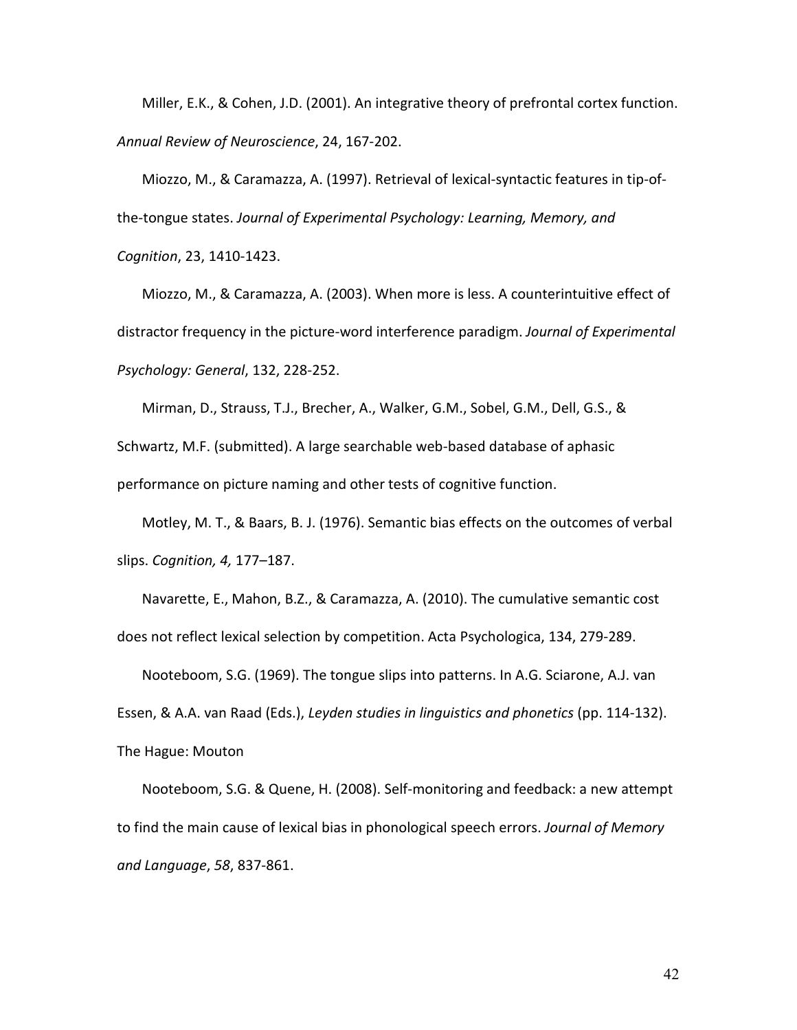Miller, E.K., & Cohen, J.D. (2001). An integrative theory of prefrontal cortex function. *Annual Review of Neuroscience*, 24, 167-202.

Miozzo, M., & Caramazza, A. (1997). Retrieval of lexical-syntactic features in tip-of-the-tongue states. *Journal of Experimental Psychology: Learning, Memory, and Cognition*, 23, 1410-1423.

Miozzo, M., & Caramazza, A. (2003). When more is less. A counterintuitive effect of distractor frequency in the picture-word interference paradigm. *Journal of Experimental Psychology: General*, 132, 228-252.

Mirman, D., Strauss, T.J., Brecher, A., Walker, G.M., Sobel, G.M., Dell, G.S., & Schwartz, M.F. (submitted). A large searchable web-based database of aphasic performance on picture naming and other tests of cognitive function.

Motley, M. T., & Baars, B. J. (1976). Semantic bias effects on the outcomes of verbal slips. *Cognition, 4,* 177–187.

Navarette, E., Mahon, B.Z., & Caramazza, A. (2010). The cumulative semantic cost does not reflect lexical selection by competition. Acta Psychologica, 134, 279-289.

Nooteboom, S.G. (1969). The tongue slips into patterns. In A.G. Sciarone, A.J. van Essen, & A.A. van Raad (Eds.), *Leyden studies in linguistics and phonetics* (pp. 114-132). The Hague: Mouton

Nooteboom, S.G. & Quene, H. (2008). Self-monitoring and feedback: a new attempt to find the main cause of lexical bias in phonological speech errors. *Journal of Memory and Language*, *58*, 837-861.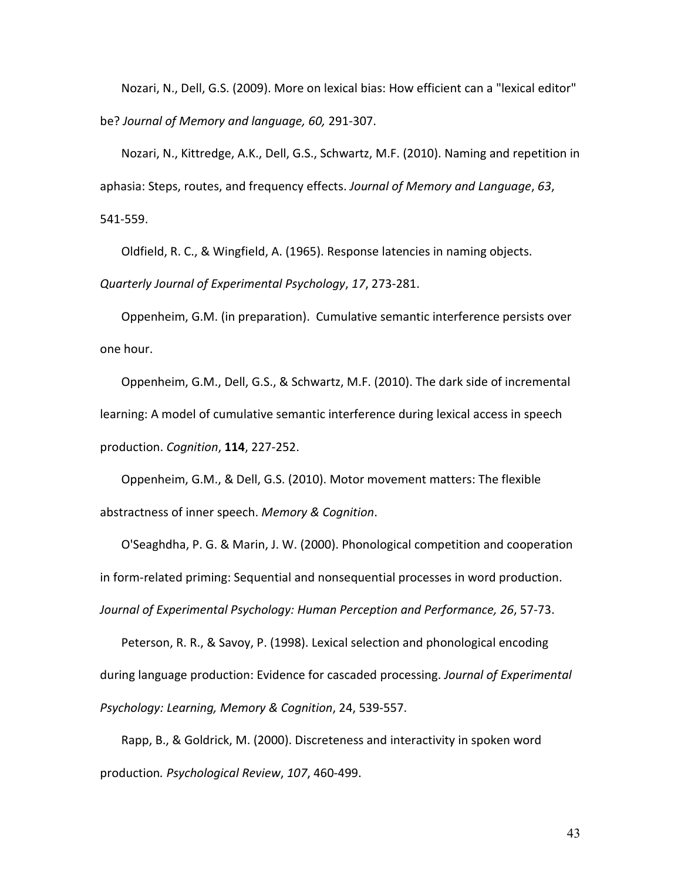Nozari, N., Dell, G.S. (2009). More on lexical bias: How efficient can a "lexical editor" be? *Journal of Memory and language, 60,* 291-307.

Nozari, N., Kittredge, A.K., Dell, G.S., Schwartz, M.F. (2010). Naming and repetition in aphasia: Steps, routes, and frequency effects. *Journal of Memory and Language*, *63*, 541-559.

Oldfield, R. C., & Wingfield, A. (1965). Response latencies in naming objects. *Quarterly Journal of Experimental Psychology*, *17*, 273-281.

Oppenheim, G.M. (in preparation). Cumulative semantic interference persists over one hour.

Oppenheim, G.M., Dell, G.S., & Schwartz, M.F. (2010). The dark side of incremental learning: A model of cumulative semantic interference during lexical access in speech production. *Cognition*, **114**, 227-252.

Oppenheim, G.M., & Dell, G.S. (2010). Motor movement matters: The flexible abstractness of inner speech. *Memory & Cognition*.

O'Seaghdha, P. G. & Marin, J. W. (2000). Phonological competition and cooperation in form-related priming: Sequential and nonsequential processes in word production. *Journal of Experimental Psychology: Human Perception and Performance, 26*, 57-73.

Peterson, R. R., & Savoy, P. (1998). Lexical selection and phonological encoding during language production: Evidence for cascaded processing. *Journal of Experimental Psychology: Learning, Memory & Cognition*, 24, 539-557.

Rapp, B., & Goldrick, M. (2000). Discreteness and interactivity in spoken word production*. Psychological Review*, *107*, 460-499.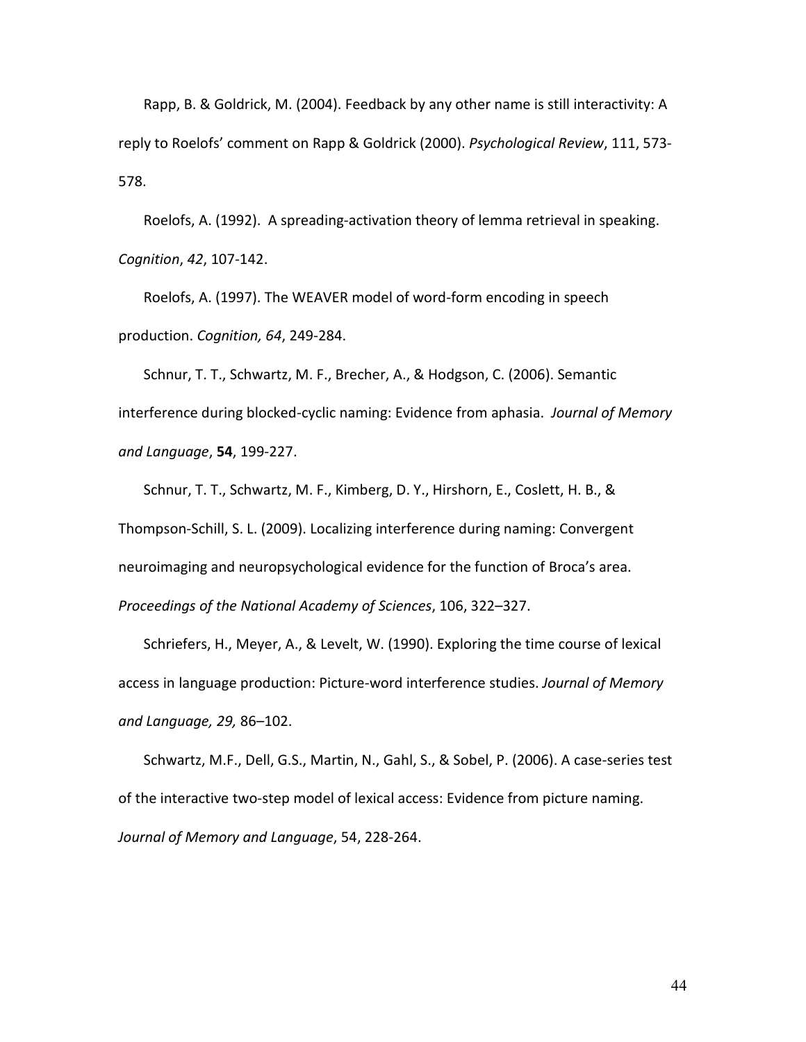Rapp, B. & Goldrick, M. (2004). Feedback by any other name is still interactivity: A reply to Roelofs' comment on Rapp & Goldrick (2000). *Psychological Review*, 111, 573-578.

Roelofs, A. (1992). A spreading-activation theory of lemma retrieval in speaking. *Cognition*, *42*, 107-142.

Roelofs, A. (1997). The WEAVER model of word-form encoding in speech production. *Cognition, 64*, 249-284.

Schnur, T. T., Schwartz, M. F., Brecher, A., & Hodgson, C. (2006). Semantic interference during blocked-cyclic naming: Evidence from aphasia. *Journal of Memory and Language*, **54**, 199-227.

Schnur, T. T., Schwartz, M. F., Kimberg, D. Y., Hirshorn, E., Coslett, H. B., & Thompson-Schill, S. L. (2009). Localizing interference during naming: Convergent neuroimaging and neuropsychological evidence for the function of Broca's area. *Proceedings of the National Academy of Sciences*, 106, 322–327.

Schriefers, H., Meyer, A., & Levelt, W. (1990). Exploring the time course of lexical access in language production: Picture-word interference studies. *Journal of Memory and Language, 29,* 86–102.

Schwartz, M.F., Dell, G.S., Martin, N., Gahl, S., & Sobel, P. (2006). A case-series test of the interactive two-step model of lexical access: Evidence from picture naming. *Journal of Memory and Language*, 54, 228-264.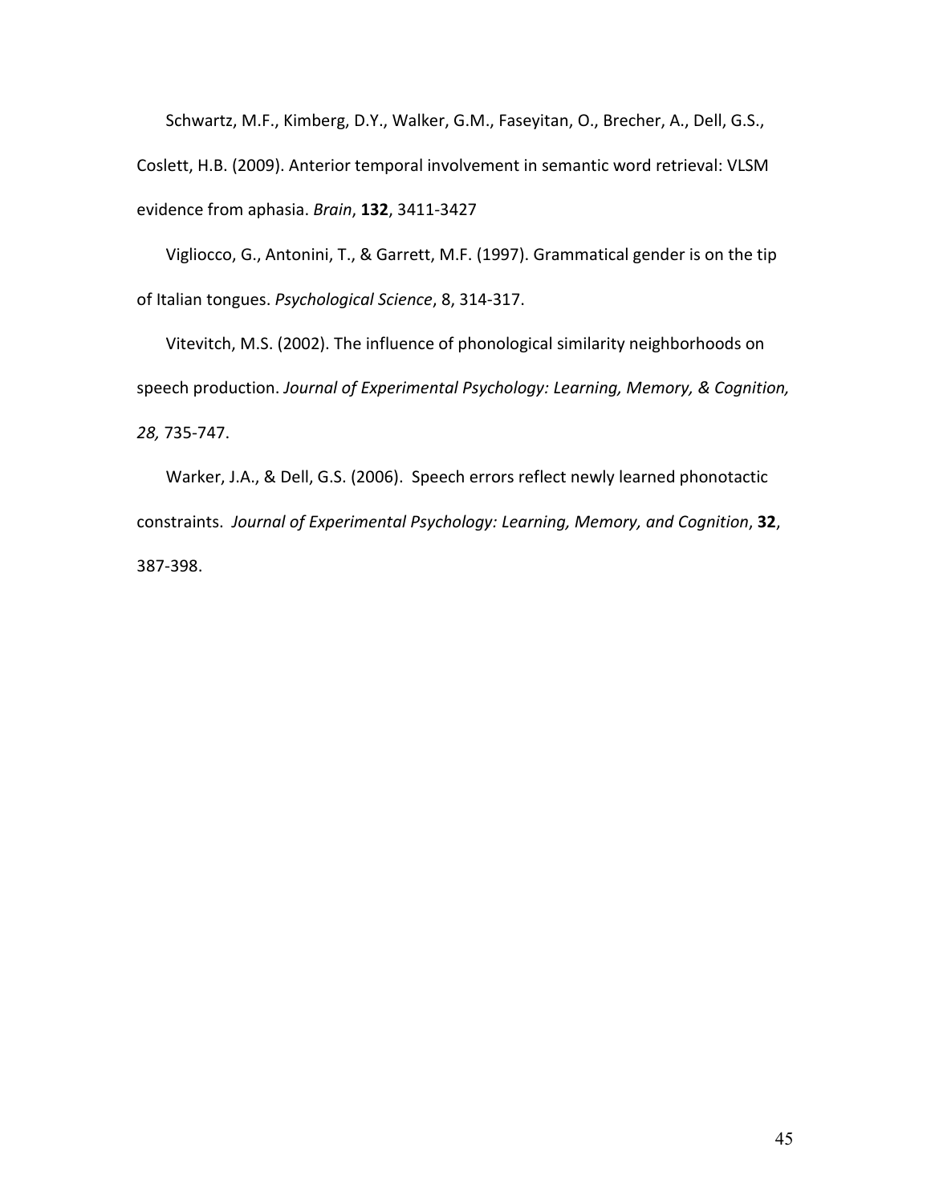Schwartz, M.F., Kimberg, D.Y., Walker, G.M., Faseyitan, O., Brecher, A., Dell, G.S., Coslett, H.B. (2009). Anterior temporal involvement in semantic word retrieval: VLSM evidence from aphasia. *Brain*, **132**, 3411-3427

Vigliocco, G., Antonini, T., & Garrett, M.F. (1997). Grammatical gender is on the tip of Italian tongues. *Psychological Science*, 8, 314-317.

Vitevitch, M.S. (2002). The influence of phonological similarity neighborhoods on speech production. *Journal of Experimental Psychology: Learning, Memory, & Cognition, 28,* 735-747.

Warker, J.A., & Dell, G.S. (2006). Speech errors reflect newly learned phonotactic constraints. *Journal of Experimental Psychology: Learning, Memory, and Cognition*, **32**, 387-398.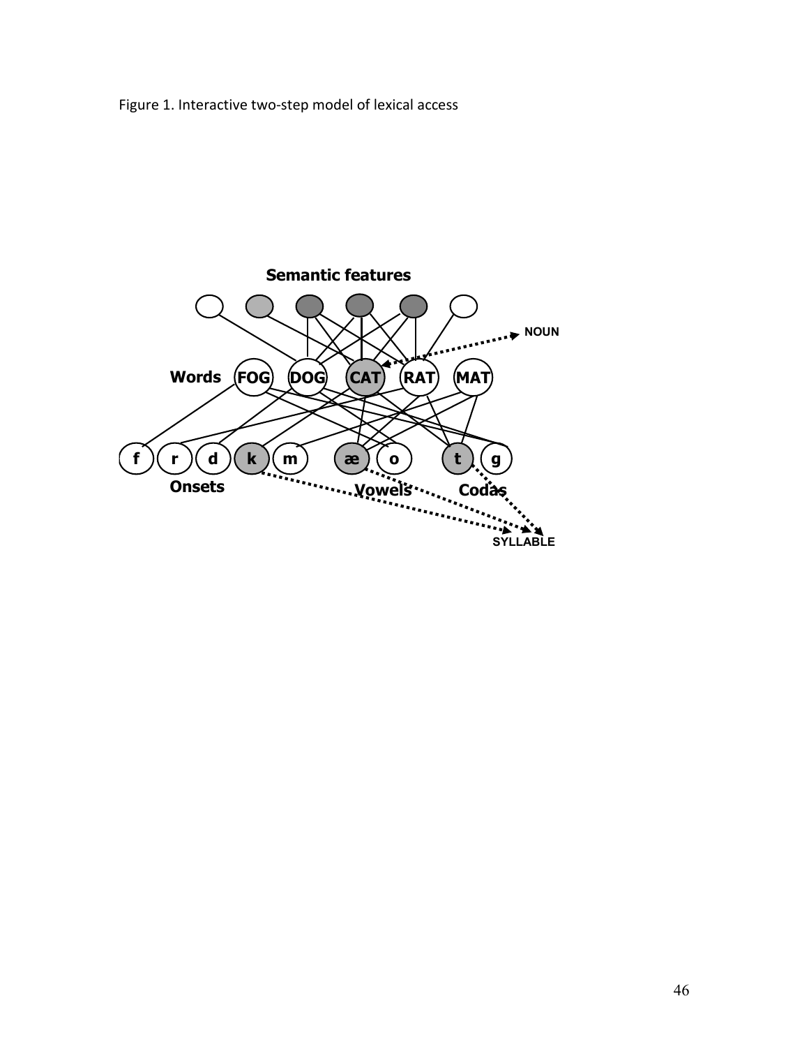Figure 1. Interactive two-step model of lexical access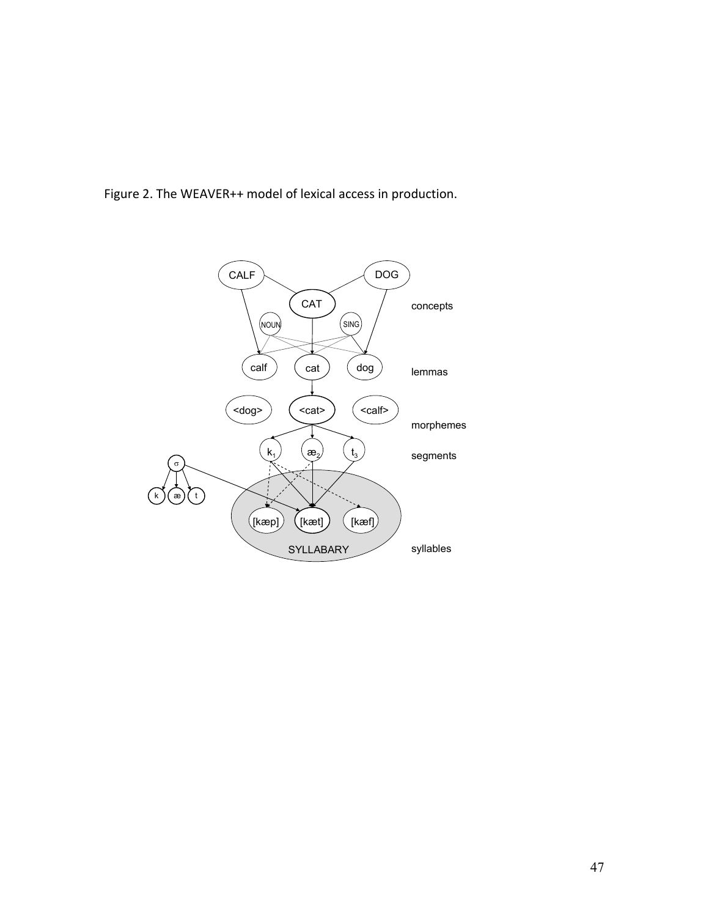Figure 2. The WEAVER++ model of lexical access in production.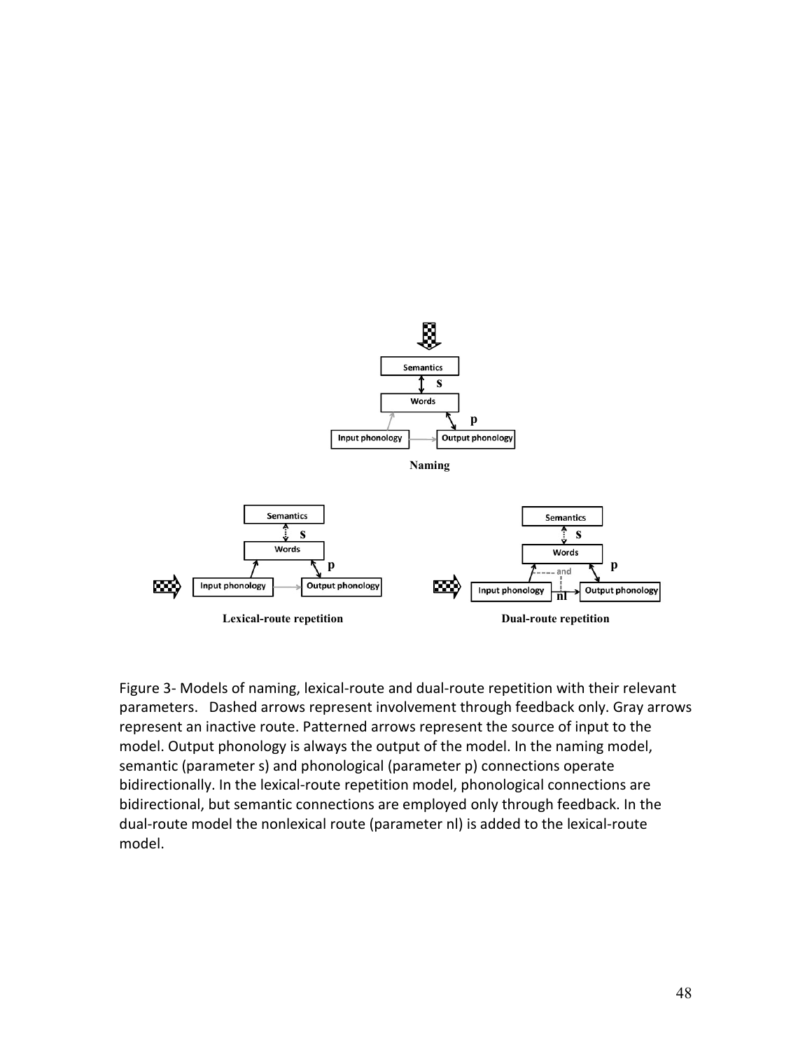Figure 3- Models of naming, lexical-route and dual-route repetition with their relevant parameters. Dashed arrows represent involvement through feedback only. Gray arrows represent an inactive route. Patterned arrows represent the source of input to the model. Output phonology is always the output of the model. In the naming model, semantic (parameter s) and phonological (parameter p) connections operate bidirectionally. In the lexical-route repetition model, phonological connections are bidirectional, but semantic connections are employed only through feedback. In the dual-route model the nonlexical route (parameter nl) is added to the lexical-route model.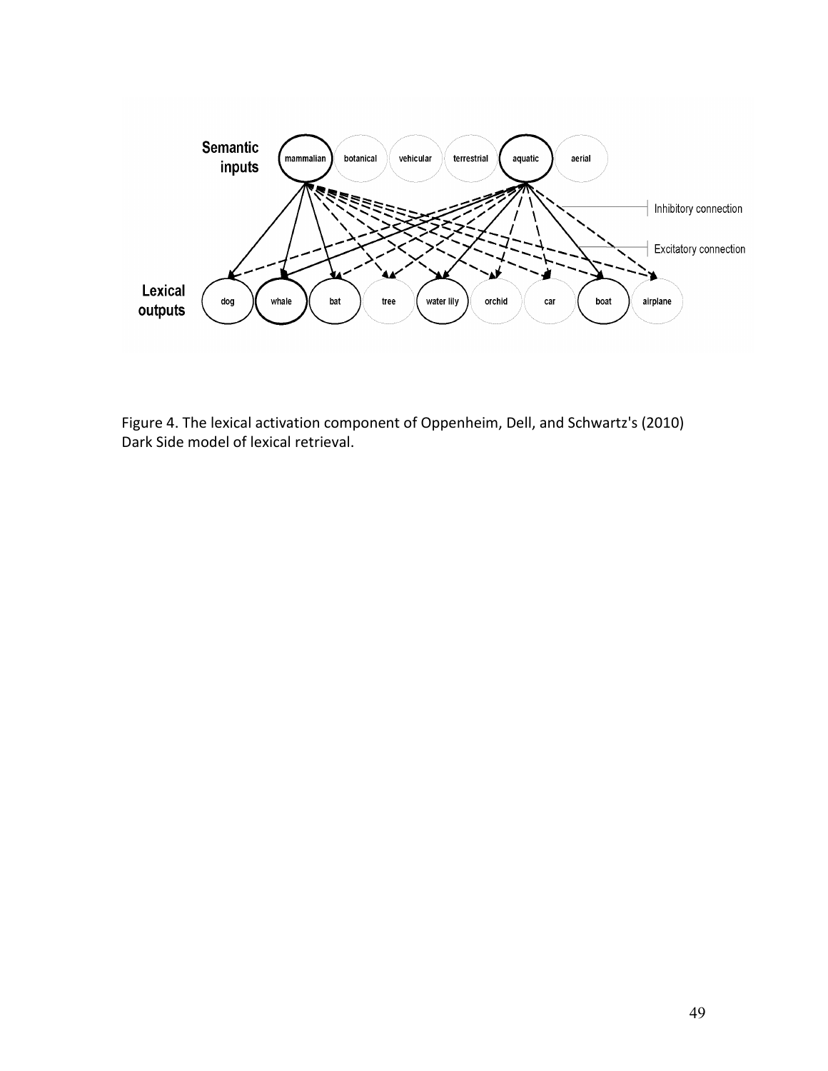Semantic inputs

mammalian

botanical

vehicular

terrestrial

aquatic

aerial

Inhibitory connection

Excitatory connection

Lexical outputs

dog

whale

bat

tree

water lily

orchid

car

boat

airplane

Figure 4. The lexical activation component of Oppenheim, Dell, and Schwartz's (2010) Dark Side model of lexical retrieval.